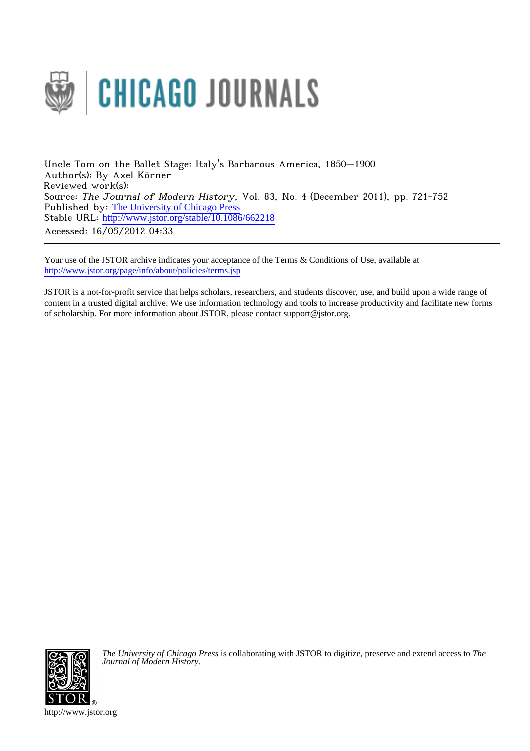CHICAGO JOURNALS

Uncle Tom on the Ballet Stage: Italy's Barbarous America, 1850—1900
Author(s): By Axel Körner
Reviewed work(s):
Source: *The Journal of Modern History*, Vol. 83, No. 4 (December 2011), pp. 721-752
Published by: The University of Chicago Press
Stable URL: http://www.jstor.org/stable/10.1086/662218
Accessed: 16/05/2012 04:33

Your use of the JSTOR archive indicates your acceptance of the Terms & Conditions of Use, available at
http://www.jstor.org/page/info/about/policies/terms.jsp

JSTOR is a not-for-profit service that helps scholars, researchers, and students discover, use, and build upon a wide range of content in a trusted digital archive. We use information technology and tools to increase productivity and facilitate new forms of scholarship. For more information about JSTOR, please contact support@jstor.org.

*The University of Chicago Press* is collaborating with JSTOR to digitize, preserve and extend access to *The Journal of Modern History.*

http://www.jstor.org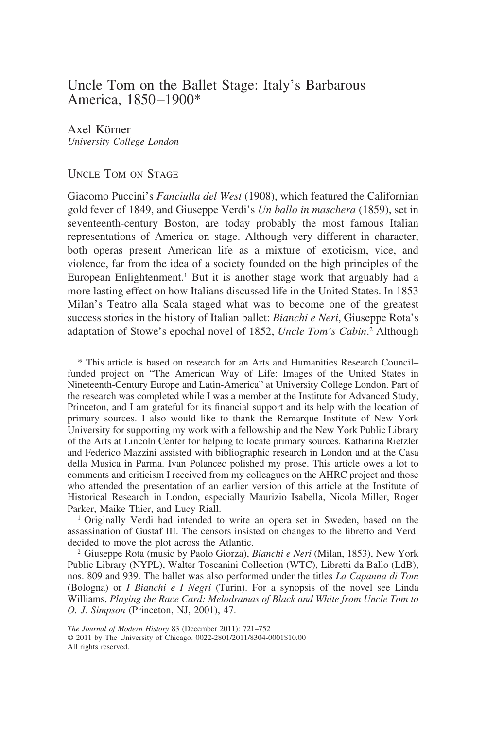# Uncle Tom on the Ballet Stage: Italy's Barbarous America, 1850–1900*

Axel Körner
*University College London*

## Uncle Tom on Stage

Giacomo Puccini's *Fanciulla del West* (1908), which featured the Californian gold fever of 1849, and Giuseppe Verdi's *Un ballo in maschera* (1859), set in seventeenth-century Boston, are today probably the most famous Italian representations of America on stage. Although very different in character, both operas present American life as a mixture of exoticism, vice, and violence, far from the idea of a society founded on the high principles of the European Enlightenment.[1] But it is another stage work that arguably had a more lasting effect on how Italians discussed life in the United States. In 1853 Milan's Teatro alla Scala staged what was to become one of the greatest success stories in the history of Italian ballet: *Bianchi e Neri*, Giuseppe Rota's adaptation of Stowe's epochal novel of 1852, *Uncle Tom's Cabin*.[2] Although

\* This article is based on research for an Arts and Humanities Research Council–funded project on "The American Way of Life: Images of the United States in Nineteenth-Century Europe and Latin-America" at University College London. Part of the research was completed while I was a member at the Institute for Advanced Study, Princeton, and I am grateful for its financial support and its help with the location of primary sources. I also would like to thank the Remarque Institute of New York University for supporting my work with a fellowship and the New York Public Library of the Arts at Lincoln Center for helping to locate primary sources. Katharina Rietzler and Federico Mazzini assisted with bibliographic research in London and at the Casa della Musica in Parma. Ivan Polancec polished my prose. This article owes a lot to comments and criticism I received from my colleagues on the AHRC project and those who attended the presentation of an earlier version of this article at the Institute of Historical Research in London, especially Maurizio Isabella, Nicola Miller, Roger Parker, Maike Thier, and Lucy Riall.

[1] Originally Verdi had intended to write an opera set in Sweden, based on the assassination of Gustaf III. The censors insisted on changes to the libretto and Verdi decided to move the plot across the Atlantic.

[2] Giuseppe Rota (music by Paolo Giorza), *Bianchi e Neri* (Milan, 1853), New York Public Library (NYPL), Walter Toscanini Collection (WTC), Libretti da Ballo (LdB), nos. 809 and 939. The ballet was also performed under the titles *La Capanna di Tom* (Bologna) or *I Bianchi e I Negri* (Turin). For a synopsis of the novel see Linda Williams, *Playing the Race Card: Melodramas of Black and White from Uncle Tom to O. J. Simpson* (Princeton, NJ, 2001), 47.

*The Journal of Modern History* 83 (December 2011): 721–752
© 2011 by The University of Chicago. 0022-2801/2011/8304-0001$10.00
All rights reserved.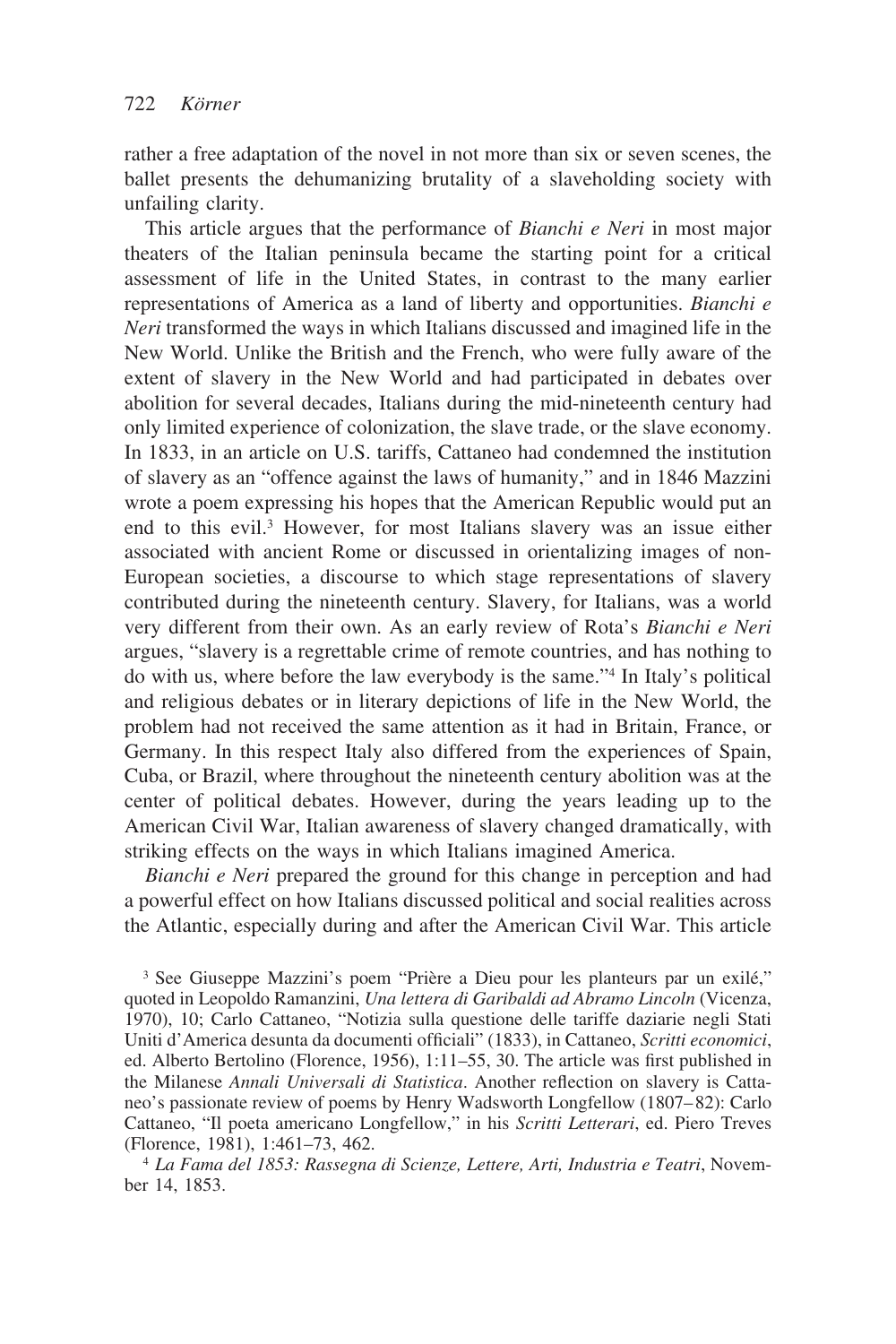rather a free adaptation of the novel in not more than six or seven scenes, the ballet presents the dehumanizing brutality of a slaveholding society with unfailing clarity.

This article argues that the performance of *Bianchi e Neri* in most major theaters of the Italian peninsula became the starting point for a critical assessment of life in the United States, in contrast to the many earlier representations of America as a land of liberty and opportunities. *Bianchi e Neri* transformed the ways in which Italians discussed and imagined life in the New World. Unlike the British and the French, who were fully aware of the extent of slavery in the New World and had participated in debates over abolition for several decades, Italians during the mid-nineteenth century had only limited experience of colonization, the slave trade, or the slave economy. In 1833, in an article on U.S. tariffs, Cattaneo had condemned the institution of slavery as an "offence against the laws of humanity," and in 1846 Mazzini wrote a poem expressing his hopes that the American Republic would put an end to this evil.[3] However, for most Italians slavery was an issue either associated with ancient Rome or discussed in orientalizing images of non-European societies, a discourse to which stage representations of slavery contributed during the nineteenth century. Slavery, for Italians, was a world very different from their own. As an early review of Rota's *Bianchi e Neri* argues, "slavery is a regrettable crime of remote countries, and has nothing to do with us, where before the law everybody is the same."[4] In Italy's political and religious debates or in literary depictions of life in the New World, the problem had not received the same attention as it had in Britain, France, or Germany. In this respect Italy also differed from the experiences of Spain, Cuba, or Brazil, where throughout the nineteenth century abolition was at the center of political debates. However, during the years leading up to the American Civil War, Italian awareness of slavery changed dramatically, with striking effects on the ways in which Italians imagined America.

*Bianchi e Neri* prepared the ground for this change in perception and had a powerful effect on how Italians discussed political and social realities across the Atlantic, especially during and after the American Civil War. This article

[3] See Giuseppe Mazzini's poem "Prière a Dieu pour les planteurs par un exilé," quoted in Leopoldo Ramanzini, *Una lettera di Garibaldi ad Abramo Lincoln* (Vicenza, 1970), 10; Carlo Cattaneo, "Notizia sulla questione delle tariffe daziarie negli Stati Uniti d'America desunta da documenti officiali" (1833), in Cattaneo, *Scritti economici*, ed. Alberto Bertolino (Florence, 1956), 1:11–55, 30. The article was first published in the Milanese *Annali Universali di Statistica*. Another reflection on slavery is Cattaneo's passionate review of poems by Henry Wadsworth Longfellow (1807–82): Carlo Cattaneo, "Il poeta americano Longfellow," in his *Scritti Letterari*, ed. Piero Treves (Florence, 1981), 1:461–73, 462.

[4] *La Fama del 1853: Rassegna di Scienze, Lettere, Arti, Industria e Teatri*, November 14, 1853.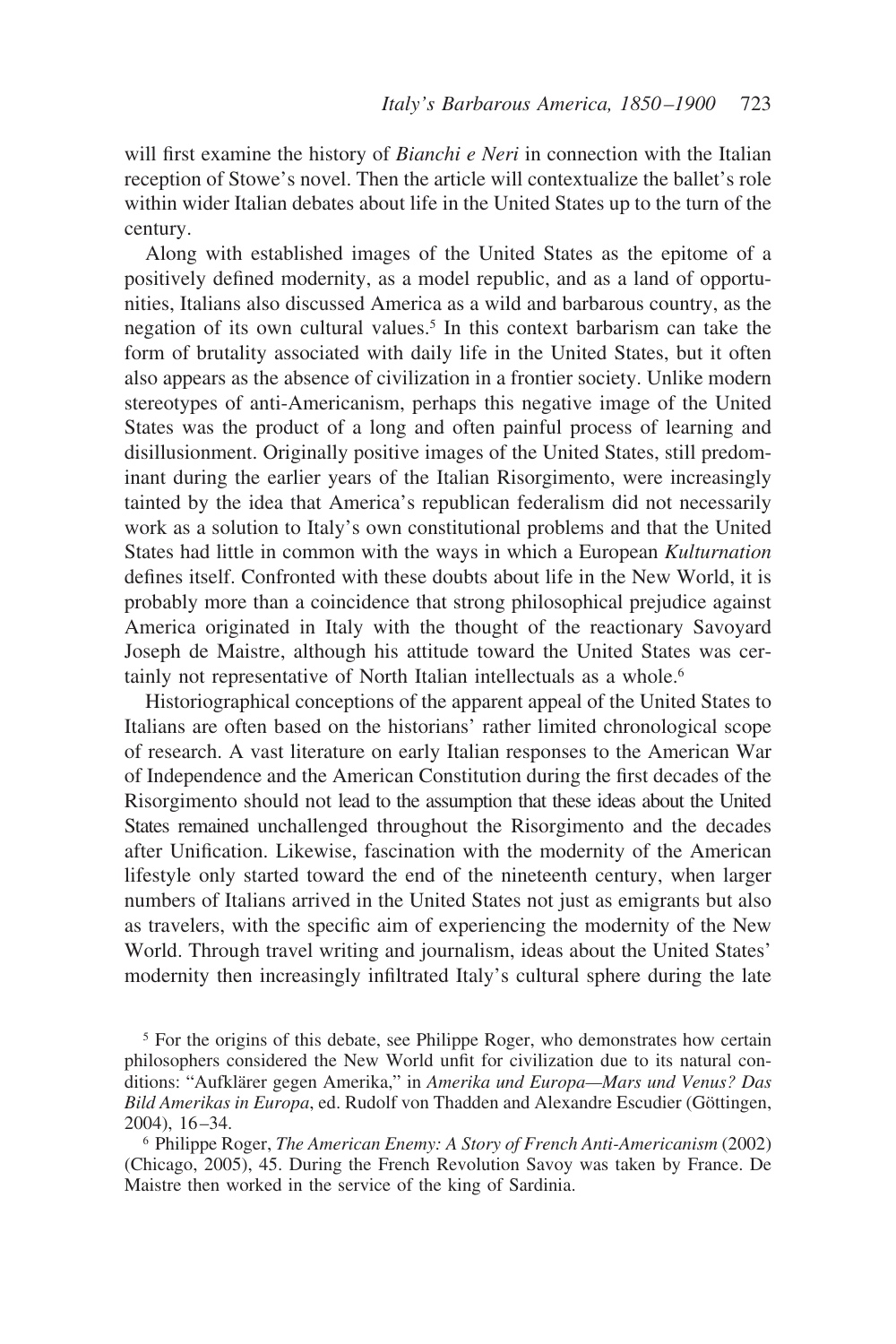will first examine the history of *Bianchi e Neri* in connection with the Italian reception of Stowe's novel. Then the article will contextualize the ballet's role within wider Italian debates about life in the United States up to the turn of the century.

Along with established images of the United States as the epitome of a positively defined modernity, as a model republic, and as a land of opportunities, Italians also discussed America as a wild and barbarous country, as the negation of its own cultural values.[5] In this context barbarism can take the form of brutality associated with daily life in the United States, but it often also appears as the absence of civilization in a frontier society. Unlike modern stereotypes of anti-Americanism, perhaps this negative image of the United States was the product of a long and often painful process of learning and disillusionment. Originally positive images of the United States, still predominant during the earlier years of the Italian Risorgimento, were increasingly tainted by the idea that America's republican federalism did not necessarily work as a solution to Italy's own constitutional problems and that the United States had little in common with the ways in which a European *Kulturnation* defines itself. Confronted with these doubts about life in the New World, it is probably more than a coincidence that strong philosophical prejudice against America originated in Italy with the thought of the reactionary Savoyard Joseph de Maistre, although his attitude toward the United States was certainly not representative of North Italian intellectuals as a whole.[6]

Historiographical conceptions of the apparent appeal of the United States to Italians are often based on the historians' rather limited chronological scope of research. A vast literature on early Italian responses to the American War of Independence and the American Constitution during the first decades of the Risorgimento should not lead to the assumption that these ideas about the United States remained unchallenged throughout the Risorgimento and the decades after Unification. Likewise, fascination with the modernity of the American lifestyle only started toward the end of the nineteenth century, when larger numbers of Italians arrived in the United States not just as emigrants but also as travelers, with the specific aim of experiencing the modernity of the New World. Through travel writing and journalism, ideas about the United States' modernity then increasingly infiltrated Italy's cultural sphere during the late

[5] For the origins of this debate, see Philippe Roger, who demonstrates how certain philosophers considered the New World unfit for civilization due to its natural conditions: "Aufklärer gegen Amerika," in *Amerika und Europa—Mars und Venus? Das Bild Amerikas in Europa*, ed. Rudolf von Thadden and Alexandre Escudier (Göttingen, 2004), 16–34.

[6] Philippe Roger, *The American Enemy: A Story of French Anti-Americanism* (2002) (Chicago, 2005), 45. During the French Revolution Savoy was taken by France. De Maistre then worked in the service of the king of Sardinia.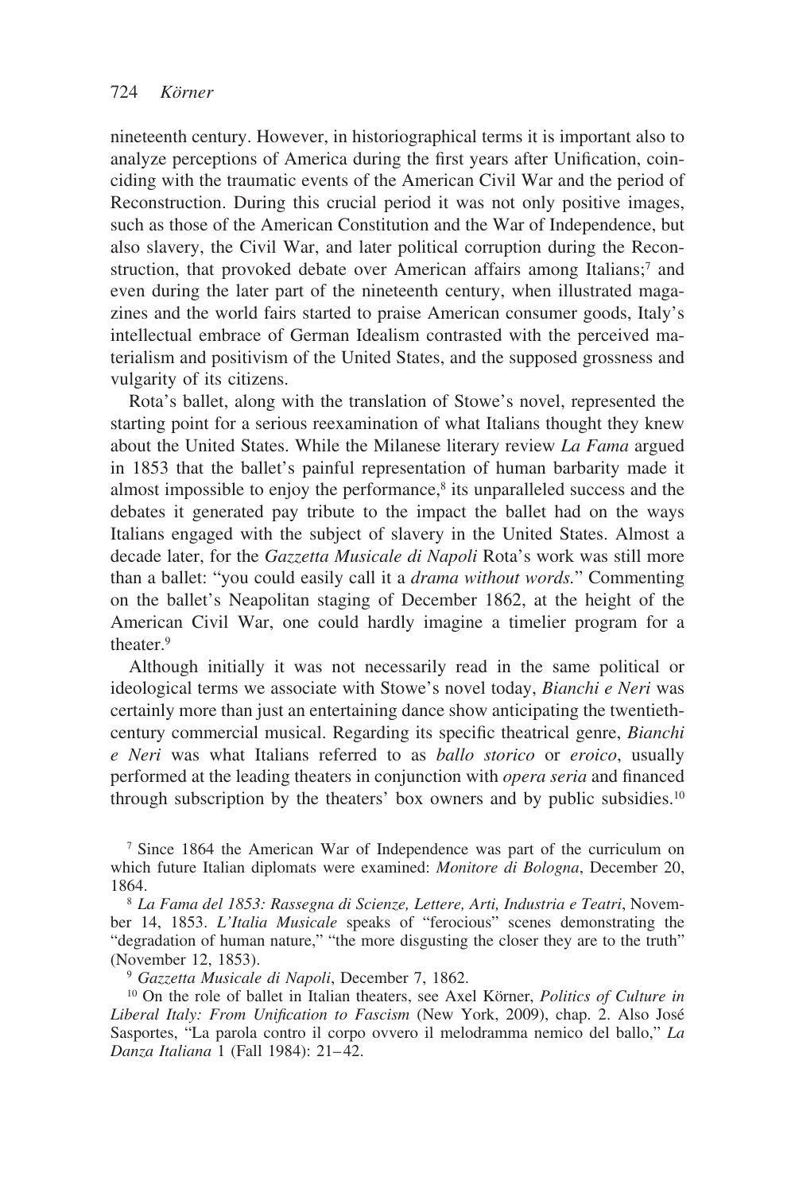nineteenth century. However, in historiographical terms it is important also to analyze perceptions of America during the first years after Unification, coinciding with the traumatic events of the American Civil War and the period of Reconstruction. During this crucial period it was not only positive images, such as those of the American Constitution and the War of Independence, but also slavery, the Civil War, and later political corruption during the Reconstruction, that provoked debate over American affairs among Italians;[7] and even during the later part of the nineteenth century, when illustrated magazines and the world fairs started to praise American consumer goods, Italy's intellectual embrace of German Idealism contrasted with the perceived materialism and positivism of the United States, and the supposed grossness and vulgarity of its citizens.

Rota's ballet, along with the translation of Stowe's novel, represented the starting point for a serious reexamination of what Italians thought they knew about the United States. While the Milanese literary review *La Fama* argued in 1853 that the ballet's painful representation of human barbarity made it almost impossible to enjoy the performance,[8] its unparalleled success and the debates it generated pay tribute to the impact the ballet had on the ways Italians engaged with the subject of slavery in the United States. Almost a decade later, for the *Gazzetta Musicale di Napoli* Rota's work was still more than a ballet: "you could easily call it a *drama without words.*" Commenting on the ballet's Neapolitan staging of December 1862, at the height of the American Civil War, one could hardly imagine a timelier program for a theater.[9]

Although initially it was not necessarily read in the same political or ideological terms we associate with Stowe's novel today, *Bianchi e Neri* was certainly more than just an entertaining dance show anticipating the twentieth-century commercial musical. Regarding its specific theatrical genre, *Bianchi e Neri* was what Italians referred to as *ballo storico* or *eroico*, usually performed at the leading theaters in conjunction with *opera seria* and financed through subscription by the theaters' box owners and by public subsidies.[10]

[7] Since 1864 the American War of Independence was part of the curriculum on which future Italian diplomats were examined: *Monitore di Bologna*, December 20, 1864.

[8] *La Fama del 1853: Rassegna di Scienze, Lettere, Arti, Industria e Teatri*, November 14, 1853. *L'Italia Musicale* speaks of "ferocious" scenes demonstrating the "degradation of human nature," "the more disgusting the closer they are to the truth" (November 12, 1853).

[9] *Gazzetta Musicale di Napoli*, December 7, 1862.

[10] On the role of ballet in Italian theaters, see Axel Körner, *Politics of Culture in Liberal Italy: From Unification to Fascism* (New York, 2009), chap. 2. Also José Sasportes, "La parola contro il corpo ovvero il melodramma nemico del ballo," *La Danza Italiana* 1 (Fall 1984): 21–42.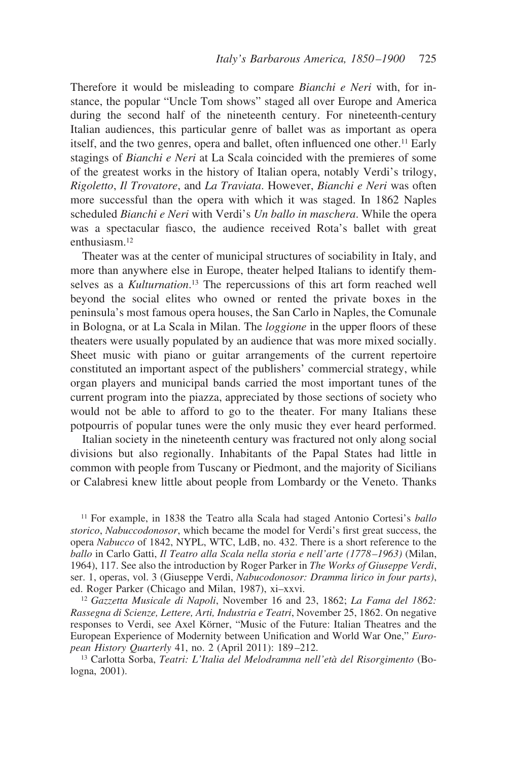Therefore it would be misleading to compare *Bianchi e Neri* with, for instance, the popular "Uncle Tom shows" staged all over Europe and America during the second half of the nineteenth century. For nineteenth-century Italian audiences, this particular genre of ballet was as important as opera itself, and the two genres, opera and ballet, often influenced one other.[11] Early stagings of *Bianchi e Neri* at La Scala coincided with the premieres of some of the greatest works in the history of Italian opera, notably Verdi's trilogy, *Rigoletto*, *Il Trovatore*, and *La Traviata*. However, *Bianchi e Neri* was often more successful than the opera with which it was staged. In 1862 Naples scheduled *Bianchi e Neri* with Verdi's *Un ballo in maschera*. While the opera was a spectacular fiasco, the audience received Rota's ballet with great enthusiasm.[12]

Theater was at the center of municipal structures of sociability in Italy, and more than anywhere else in Europe, theater helped Italians to identify themselves as a *Kulturnation*.[13] The repercussions of this art form reached well beyond the social elites who owned or rented the private boxes in the peninsula's most famous opera houses, the San Carlo in Naples, the Comunale in Bologna, or at La Scala in Milan. The *loggione* in the upper floors of these theaters were usually populated by an audience that was more mixed socially. Sheet music with piano or guitar arrangements of the current repertoire constituted an important aspect of the publishers' commercial strategy, while organ players and municipal bands carried the most important tunes of the current program into the piazza, appreciated by those sections of society who would not be able to afford to go to the theater. For many Italians these potpourris of popular tunes were the only music they ever heard performed.

Italian society in the nineteenth century was fractured not only along social divisions but also regionally. Inhabitants of the Papal States had little in common with people from Tuscany or Piedmont, and the majority of Sicilians or Calabresi knew little about people from Lombardy or the Veneto. Thanks

[11] For example, in 1838 the Teatro alla Scala had staged Antonio Cortesi's *ballo storico*, *Nabuccodonosor*, which became the model for Verdi's first great success, the opera *Nabucco* of 1842, NYPL, WTC, LdB, no. 432. There is a short reference to the *ballo* in Carlo Gatti, *Il Teatro alla Scala nella storia e nell'arte (1778–1963)* (Milan, 1964), 117. See also the introduction by Roger Parker in *The Works of Giuseppe Verdi*, ser. 1, operas, vol. 3 (Giuseppe Verdi, *Nabucodonosor: Dramma lirico in four parts)*, ed. Roger Parker (Chicago and Milan, 1987), xi–xxvi.

[12] *Gazzetta Musicale di Napoli*, November 16 and 23, 1862; *La Fama del 1862: Rassegna di Scienze, Lettere, Arti, Industria e Teatri*, November 25, 1862. On negative responses to Verdi, see Axel Körner, "Music of the Future: Italian Theatres and the European Experience of Modernity between Unification and World War One," *European History Quarterly* 41, no. 2 (April 2011): 189–212.

[13] Carlotta Sorba, *Teatri: L'Italia del Melodramma nell'età del Risorgimento* (Bologna, 2001).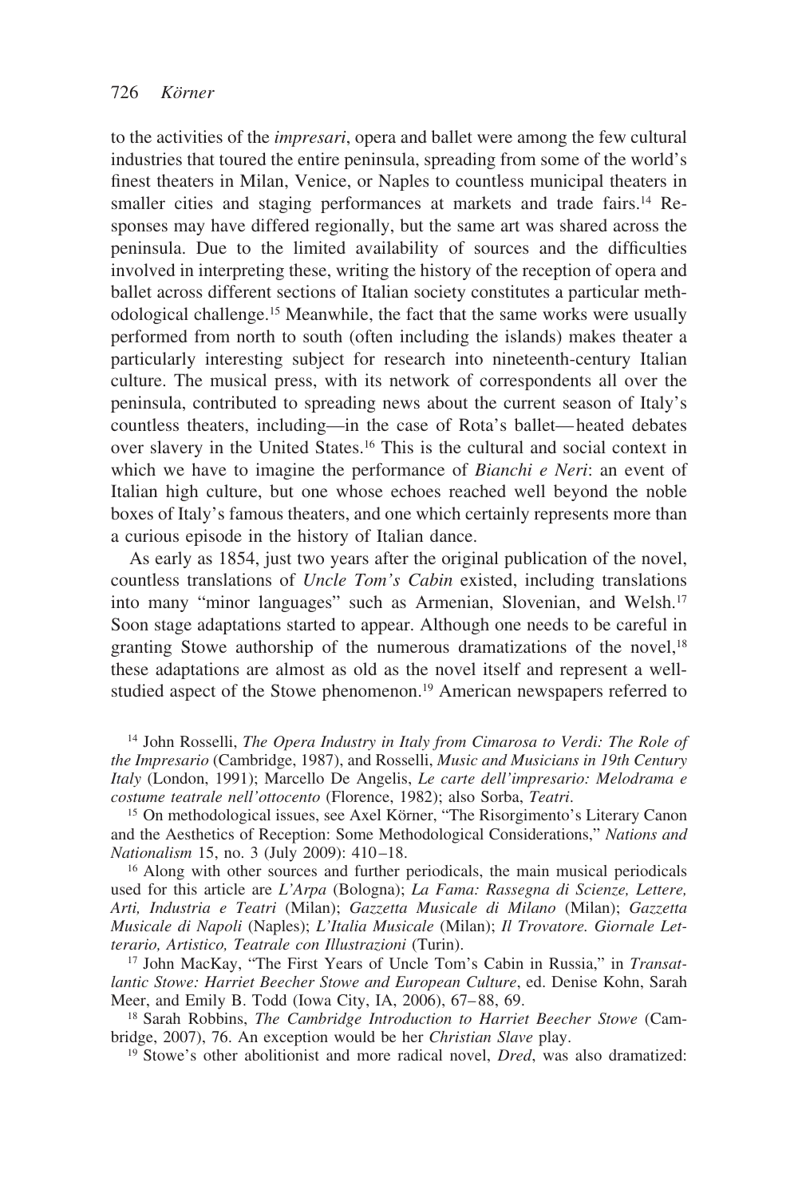to the activities of the *impresari*, opera and ballet were among the few cultural industries that toured the entire peninsula, spreading from some of the world's finest theaters in Milan, Venice, or Naples to countless municipal theaters in smaller cities and staging performances at markets and trade fairs.[14] Responses may have differed regionally, but the same art was shared across the peninsula. Due to the limited availability of sources and the difficulties involved in interpreting these, writing the history of the reception of opera and ballet across different sections of Italian society constitutes a particular methodological challenge.[15] Meanwhile, the fact that the same works were usually performed from north to south (often including the islands) makes theater a particularly interesting subject for research into nineteenth-century Italian culture. The musical press, with its network of correspondents all over the peninsula, contributed to spreading news about the current season of Italy's countless theaters, including—in the case of Rota's ballet—heated debates over slavery in the United States.[16] This is the cultural and social context in which we have to imagine the performance of *Bianchi e Neri*: an event of Italian high culture, but one whose echoes reached well beyond the noble boxes of Italy's famous theaters, and one which certainly represents more than a curious episode in the history of Italian dance.

As early as 1854, just two years after the original publication of the novel, countless translations of *Uncle Tom's Cabin* existed, including translations into many "minor languages" such as Armenian, Slovenian, and Welsh.[17] Soon stage adaptations started to appear. Although one needs to be careful in granting Stowe authorship of the numerous dramatizations of the novel,[18] these adaptations are almost as old as the novel itself and represent a well-studied aspect of the Stowe phenomenon.[19] American newspapers referred to

[14] John Rosselli, *The Opera Industry in Italy from Cimarosa to Verdi: The Role of the Impresario* (Cambridge, 1987), and Rosselli, *Music and Musicians in 19th Century Italy* (London, 1991); Marcello De Angelis, *Le carte dell'impresario: Melodramma e costume teatrale nell'ottocento* (Florence, 1982); also Sorba, *Teatri*.

[15] On methodological issues, see Axel Körner, "The Risorgimento's Literary Canon and the Aesthetics of Reception: Some Methodological Considerations," *Nations and Nationalism* 15, no. 3 (July 2009): 410–18.

[16] Along with other sources and further periodicals, the main musical periodicals used for this article are *L'Arpa* (Bologna); *La Fama: Rassegna di Scienze, Lettere, Arti, Industria e Teatri* (Milan); *Gazzetta Musicale di Milano* (Milan); *Gazzetta Musicale di Napoli* (Naples); *L'Italia Musicale* (Milan); *Il Trovatore. Giornale Letterario, Artistico, Teatrale con Illustrazioni* (Turin).

[17] John MacKay, "The First Years of Uncle Tom's Cabin in Russia," in *Transatlantic Stowe: Harriet Beecher Stowe and European Culture*, ed. Denise Kohn, Sarah Meer, and Emily B. Todd (Iowa City, IA, 2006), 67–88, 69.

[18] Sarah Robbins, *The Cambridge Introduction to Harriet Beecher Stowe* (Cambridge, 2007), 76. An exception would be her *Christian Slave* play.

[19] Stowe's other abolitionist and more radical novel, *Dred*, was also dramatized: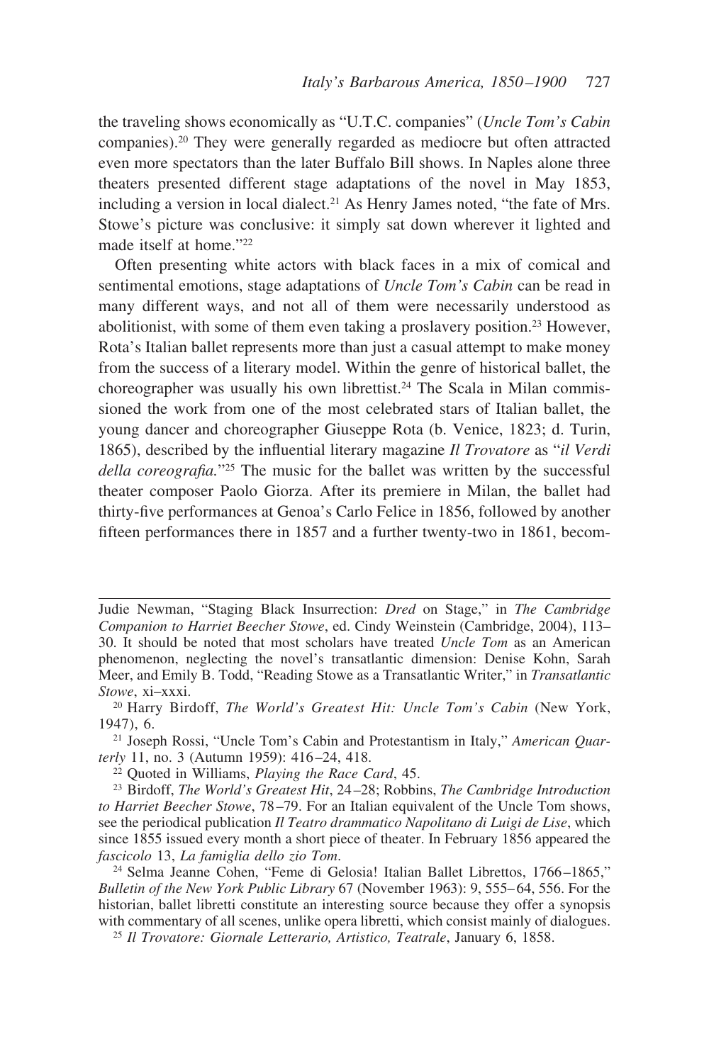the traveling shows economically as "U.T.C. companies" (*Uncle Tom's Cabin* companies).[20] They were generally regarded as mediocre but often attracted even more spectators than the later Buffalo Bill shows. In Naples alone three theaters presented different stage adaptations of the novel in May 1853, including a version in local dialect.[21] As Henry James noted, "the fate of Mrs. Stowe's picture was conclusive: it simply sat down wherever it lighted and made itself at home."[22]

Often presenting white actors with black faces in a mix of comical and sentimental emotions, stage adaptations of *Uncle Tom's Cabin* can be read in many different ways, and not all of them were necessarily understood as abolitionist, with some of them even taking a proslavery position.[23] However, Rota's Italian ballet represents more than just a casual attempt to make money from the success of a literary model. Within the genre of historical ballet, the choreographer was usually his own librettist.[24] The Scala in Milan commissioned the work from one of the most celebrated stars of Italian ballet, the young dancer and choreographer Giuseppe Rota (b. Venice, 1823; d. Turin, 1865), described by the influential literary magazine *Il Trovatore* as "*il Verdi della coreografia.*"[25] The music for the ballet was written by the successful theater composer Paolo Giorza. After its premiere in Milan, the ballet had thirty-five performances at Genoa's Carlo Felice in 1856, followed by another fifteen performances there in 1857 and a further twenty-two in 1861, becom-

---

Judie Newman, "Staging Black Insurrection: *Dred* on Stage," in *The Cambridge Companion to Harriet Beecher Stowe*, ed. Cindy Weinstein (Cambridge, 2004), 113–30. It should be noted that most scholars have treated *Uncle Tom* as an American phenomenon, neglecting the novel's transatlantic dimension: Denise Kohn, Sarah Meer, and Emily B. Todd, "Reading Stowe as a Transatlantic Writer," in *Transatlantic Stowe*, xi–xxxi.

[20] Harry Birdoff, *The World's Greatest Hit: Uncle Tom's Cabin* (New York, 1947), 6.

[21] Joseph Rossi, "Uncle Tom's Cabin and Protestantism in Italy," *American Quarterly* 11, no. 3 (Autumn 1959): 416–24, 418.

[22] Quoted in Williams, *Playing the Race Card*, 45.

[23] Birdoff, *The World's Greatest Hit*, 24–28; Robbins, *The Cambridge Introduction to Harriet Beecher Stowe*, 78–79. For an Italian equivalent of the Uncle Tom shows, see the periodical publication *Il Teatro drammatico Napolitano di Luigi de Lise*, which since 1855 issued every month a short piece of theater. In February 1856 appeared the *fascicolo* 13, *La famiglia dello zio Tom*.

[24] Selma Jeanne Cohen, "Feme di Gelosia! Italian Ballet Librettos, 1766–1865," *Bulletin of the New York Public Library* 67 (November 1963): 9, 555–64, 556. For the historian, ballet libretti constitute an interesting source because they offer a synopsis with commentary of all scenes, unlike opera libretti, which consist mainly of dialogues.

[25] *Il Trovatore: Giornale Letterario, Artistico, Teatrale*, January 6, 1858.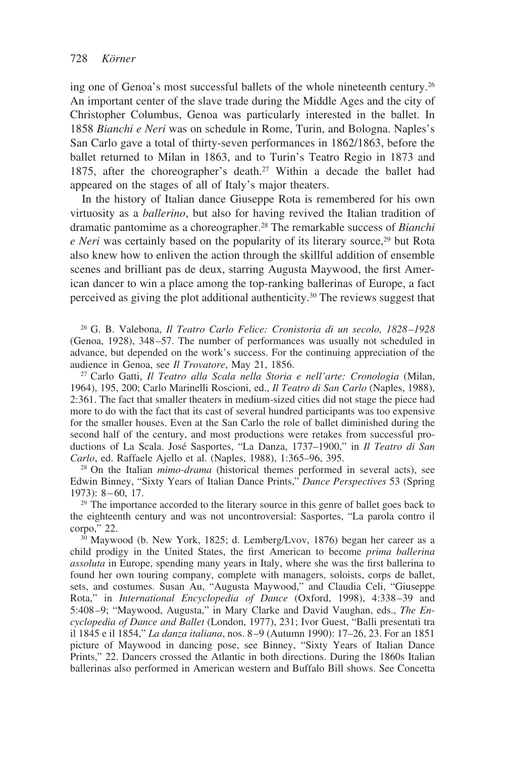ing one of Genoa's most successful ballets of the whole nineteenth century.[26] An important center of the slave trade during the Middle Ages and the city of Christopher Columbus, Genoa was particularly interested in the ballet. In 1858 *Bianchi e Neri* was on schedule in Rome, Turin, and Bologna. Naples's San Carlo gave a total of thirty-seven performances in 1862/1863, before the ballet returned to Milan in 1863, and to Turin's Teatro Regio in 1873 and 1875, after the choreographer's death.[27] Within a decade the ballet had appeared on the stages of all of Italy's major theaters.

In the history of Italian dance Giuseppe Rota is remembered for his own virtuosity as a *ballerino*, but also for having revived the Italian tradition of dramatic pantomime as a choreographer.[28] The remarkable success of *Bianchi e Neri* was certainly based on the popularity of its literary source,[29] but Rota also knew how to enliven the action through the skillful addition of ensemble scenes and brilliant pas de deux, starring Augusta Maywood, the first American dancer to win a place among the top-ranking ballerinas of Europe, a fact perceived as giving the plot additional authenticity.[30] The reviews suggest that

[26] G. B. Valebona, *Il Teatro Carlo Felice: Cronistoria di un secolo, 1828–1928* (Genoa, 1928), 348–57. The number of performances was usually not scheduled in advance, but depended on the work's success. For the continuing appreciation of the audience in Genoa, see *Il Trovatore*, May 21, 1856.

[27] Carlo Gatti, *Il Teatro alla Scala nella Storia e nell'arte: Cronologia* (Milan, 1964), 195, 200; Carlo Marinelli Roscioni, ed., *Il Teatro di San Carlo* (Naples, 1988), 2:361. The fact that smaller theaters in medium-sized cities did not stage the piece had more to do with the fact that its cast of several hundred participants was too expensive for the smaller houses. Even at the San Carlo the role of ballet diminished during the second half of the century, and most productions were retakes from successful productions of La Scala. José Sasportes, "La Danza, 1737–1900," in *Il Teatro di San Carlo*, ed. Raffaele Ajello et al. (Naples, 1988), 1:365–96, 395.

[28] On the Italian *mimo-drama* (historical themes performed in several acts), see Edwin Binney, "Sixty Years of Italian Dance Prints," *Dance Perspectives* 53 (Spring 1973): 8–60, 17.

[29] The importance accorded to the literary source in this genre of ballet goes back to the eighteenth century and was not uncontroversial: Sasportes, "La parola contro il corpo," 22.

[30] Maywood (b. New York, 1825; d. Lemberg/Lvov, 1876) began her career as a child prodigy in the United States, the first American to become *prima ballerina assoluta* in Europe, spending many years in Italy, where she was the first ballerina to found her own touring company, complete with managers, soloists, corps de ballet, sets, and costumes. Susan Au, "Augusta Maywood," and Claudia Celi, "Giuseppe Rota," in *International Encyclopedia of Dance* (Oxford, 1998), 4:338–39 and 5:408–9; "Maywood, Augusta," in Mary Clarke and David Vaughan, eds., *The Encyclopedia of Dance and Ballet* (London, 1977), 231; Ivor Guest, "Balli presentati tra il 1845 e il 1854," *La danza italiana*, nos. 8–9 (Autumn 1990): 17–26, 23. For an 1851 picture of Maywood in dancing pose, see Binney, "Sixty Years of Italian Dance Prints," 22. Dancers crossed the Atlantic in both directions. During the 1860s Italian ballerinas also performed in American western and Buffalo Bill shows. See Concetta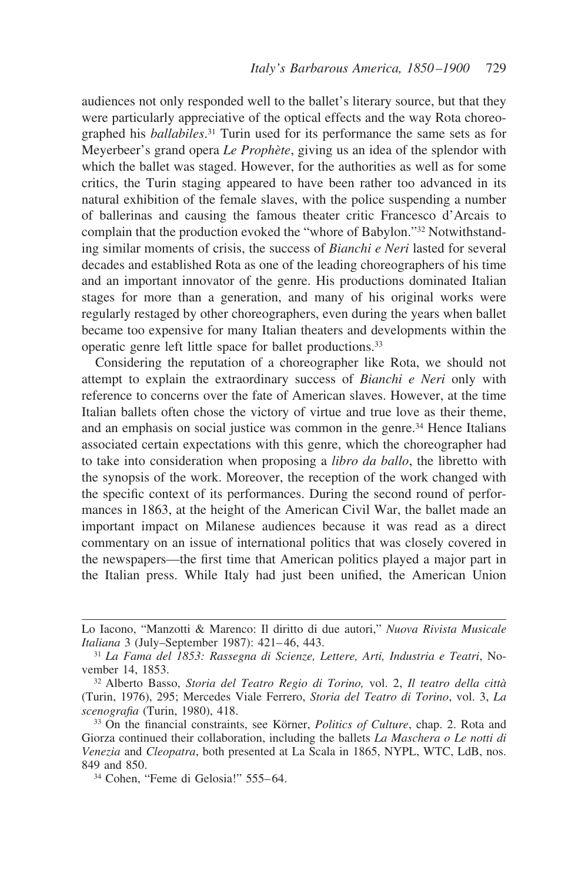audiences not only responded well to the ballet's literary source, but that they were particularly appreciative of the optical effects and the way Rota choreographed his *ballabiles*.[31] Turin used for its performance the same sets as for Meyerbeer's grand opera *Le Prophète*, giving us an idea of the splendor with which the ballet was staged. However, for the authorities as well as for some critics, the Turin staging appeared to have been rather too advanced in its natural exhibition of the female slaves, with the police suspending a number of ballerinas and causing the famous theater critic Francesco d'Arcais to complain that the production evoked the "whore of Babylon."[32] Notwithstanding similar moments of crisis, the success of *Bianchi e Neri* lasted for several decades and established Rota as one of the leading choreographers of his time and an important innovator of the genre. His productions dominated Italian stages for more than a generation, and many of his original works were regularly restaged by other choreographers, even during the years when ballet became too expensive for many Italian theaters and developments within the operatic genre left little space for ballet productions.[33]

Considering the reputation of a choreographer like Rota, we should not attempt to explain the extraordinary success of *Bianchi e Neri* only with reference to concerns over the fate of American slaves. However, at the time Italian ballets often chose the victory of virtue and true love as their theme, and an emphasis on social justice was common in the genre.[34] Hence Italians associated certain expectations with this genre, which the choreographer had to take into consideration when proposing a *libro da ballo*, the libretto with the synopsis of the work. Moreover, the reception of the work changed with the specific context of its performances. During the second round of performances in 1863, at the height of the American Civil War, the ballet made an important impact on Milanese audiences because it was read as a direct commentary on an issue of international politics that was closely covered in the newspapers—the first time that American politics played a major part in the Italian press. While Italy had just been unified, the American Union

---

Lo Iacono, "Manzotti & Marenco: Il diritto di due autori," *Nuova Rivista Musicale Italiana* 3 (July–September 1987): 421–46, 443.

[31] *La Fama del 1853: Rassegna di Scienze, Lettere, Arti, Industria e Teatri*, November 14, 1853.

[32] Alberto Basso, *Storia del Teatro Regio di Torino,* vol. 2, *Il teatro della città* (Turin, 1976), 295; Mercedes Viale Ferrero, *Storia del Teatro di Torino*, vol. 3, *La scenografia* (Turin, 1980), 418.

[33] On the financial constraints, see Körner, *Politics of Culture*, chap. 2. Rota and Giorza continued their collaboration, including the ballets *La Maschera o Le notti di Venezia* and *Cleopatra*, both presented at La Scala in 1865, NYPL, WTC, LdB, nos. 849 and 850.

[34] Cohen, "Feme di Gelosia!" 555–64.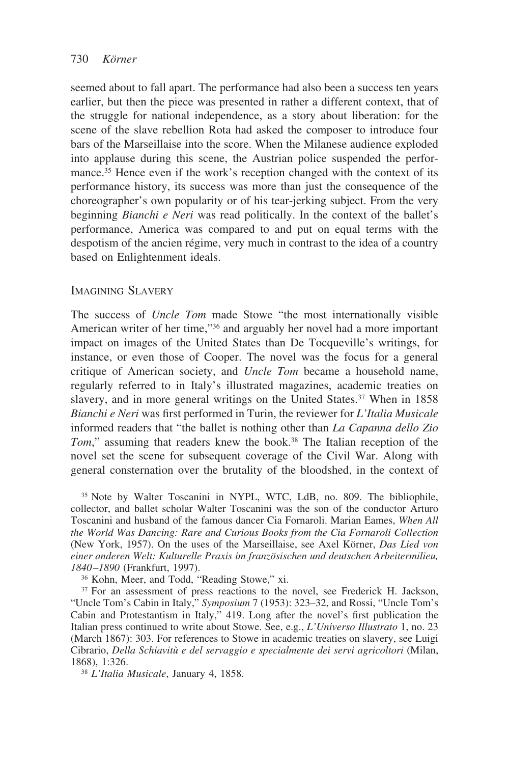seemed about to fall apart. The performance had also been a success ten years earlier, but then the piece was presented in rather a different context, that of the struggle for national independence, as a story about liberation: for the scene of the slave rebellion Rota had asked the composer to introduce four bars of the Marseillaise into the score. When the Milanese audience exploded into applause during this scene, the Austrian police suspended the performance.[35] Hence even if the work's reception changed with the context of its performance history, its success was more than just the consequence of the choreographer's own popularity or of his tear-jerking subject. From the very beginning *Bianchi e Neri* was read politically. In the context of the ballet's performance, America was compared to and put on equal terms with the despotism of the ancien régime, very much in contrast to the idea of a country based on Enlightenment ideals.

## Imagining Slavery

The success of *Uncle Tom* made Stowe "the most internationally visible American writer of her time,"[36] and arguably her novel had a more important impact on images of the United States than De Tocqueville's writings, for instance, or even those of Cooper. The novel was the focus for a general critique of American society, and *Uncle Tom* became a household name, regularly referred to in Italy's illustrated magazines, academic treaties on slavery, and in more general writings on the United States.[37] When in 1858 *Bianchi e Neri* was first performed in Turin, the reviewer for *L'Italia Musicale* informed readers that "the ballet is nothing other than *La Capanna dello Zio Tom*," assuming that readers knew the book.[38] The Italian reception of the novel set the scene for subsequent coverage of the Civil War. Along with general consternation over the brutality of the bloodshed, in the context of

[35] Note by Walter Toscanini in NYPL, WTC, LdB, no. 809. The bibliophile, collector, and ballet scholar Walter Toscanini was the son of the conductor Arturo Toscanini and husband of the famous dancer Cia Fornaroli. Marian Eames, *When All the World Was Dancing: Rare and Curious Books from the Cia Fornaroli Collection* (New York, 1957). On the uses of the Marseillaise, see Axel Körner, *Das Lied von einer anderen Welt: Kulturelle Praxis im französischen und deutschen Arbeitermilieu, 1840–1890* (Frankfurt, 1997).

[36] Kohn, Meer, and Todd, "Reading Stowe," xi.

[37] For an assessment of press reactions to the novel, see Frederick H. Jackson, "Uncle Tom's Cabin in Italy," *Symposium* 7 (1953): 323–32, and Rossi, "Uncle Tom's Cabin and Protestantism in Italy," 419. Long after the novel's first publication the Italian press continued to write about Stowe. See, e.g., *L'Universo Illustrato* 1, no. 23 (March 1867): 303. For references to Stowe in academic treaties on slavery, see Luigi Cibrario, *Della Schiavitù e del servaggio e specialmente dei servi agricoltori* (Milan, 1868), 1:326.

[38] *L'Italia Musicale*, January 4, 1858.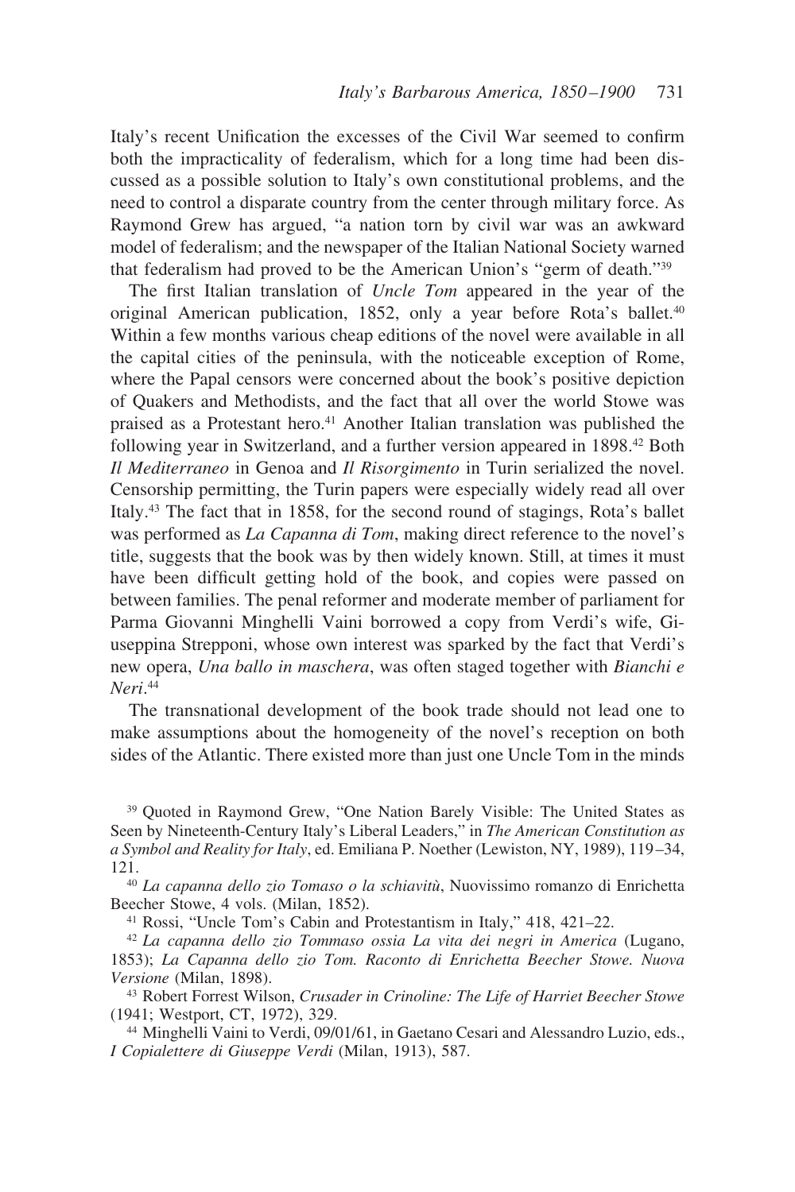Italy's recent Unification the excesses of the Civil War seemed to confirm both the impracticality of federalism, which for a long time had been discussed as a possible solution to Italy's own constitutional problems, and the need to control a disparate country from the center through military force. As Raymond Grew has argued, "a nation torn by civil war was an awkward model of federalism; and the newspaper of the Italian National Society warned that federalism had proved to be the American Union's "germ of death."[39]

The first Italian translation of *Uncle Tom* appeared in the year of the original American publication, 1852, only a year before Rota's ballet.[40] Within a few months various cheap editions of the novel were available in all the capital cities of the peninsula, with the noticeable exception of Rome, where the Papal censors were concerned about the book's positive depiction of Quakers and Methodists, and the fact that all over the world Stowe was praised as a Protestant hero.[41] Another Italian translation was published the following year in Switzerland, and a further version appeared in 1898.[42] Both *Il Mediterraneo* in Genoa and *Il Risorgimento* in Turin serialized the novel. Censorship permitting, the Turin papers were especially widely read all over Italy.[43] The fact that in 1858, for the second round of stagings, Rota's ballet was performed as *La Capanna di Tom*, making direct reference to the novel's title, suggests that the book was by then widely known. Still, at times it must have been difficult getting hold of the book, and copies were passed on between families. The penal reformer and moderate member of parliament for Parma Giovanni Minghelli Vaini borrowed a copy from Verdi's wife, Giuseppina Strepponi, whose own interest was sparked by the fact that Verdi's new opera, *Una ballo in maschera*, was often staged together with *Bianchi e Neri*.[44]

The transnational development of the book trade should not lead one to make assumptions about the homogeneity of the novel's reception on both sides of the Atlantic. There existed more than just one Uncle Tom in the minds

[39] Quoted in Raymond Grew, "One Nation Barely Visible: The United States as Seen by Nineteenth-Century Italy's Liberal Leaders," in *The American Constitution as a Symbol and Reality for Italy*, ed. Emiliana P. Noether (Lewiston, NY, 1989), 119–34, 121.

[40] *La capanna dello zio Tomaso o la schiavitù*, Nuovissimo romanzo di Enrichetta Beecher Stowe, 4 vols. (Milan, 1852).

[41] Rossi, "Uncle Tom's Cabin and Protestantism in Italy," 418, 421–22.

[42] *La capanna dello zio Tommaso ossia La vita dei negri in America* (Lugano, 1853); *La Capanna dello zio Tom. Raconto di Enrichetta Beecher Stowe. Nuova Versione* (Milan, 1898).

[43] Robert Forrest Wilson, *Crusader in Crinoline: The Life of Harriet Beecher Stowe* (1941; Westport, CT, 1972), 329.

[44] Minghelli Vaini to Verdi, 09/01/61, in Gaetano Cesari and Alessandro Luzio, eds., *I Copialettere di Giuseppe Verdi* (Milan, 1913), 587.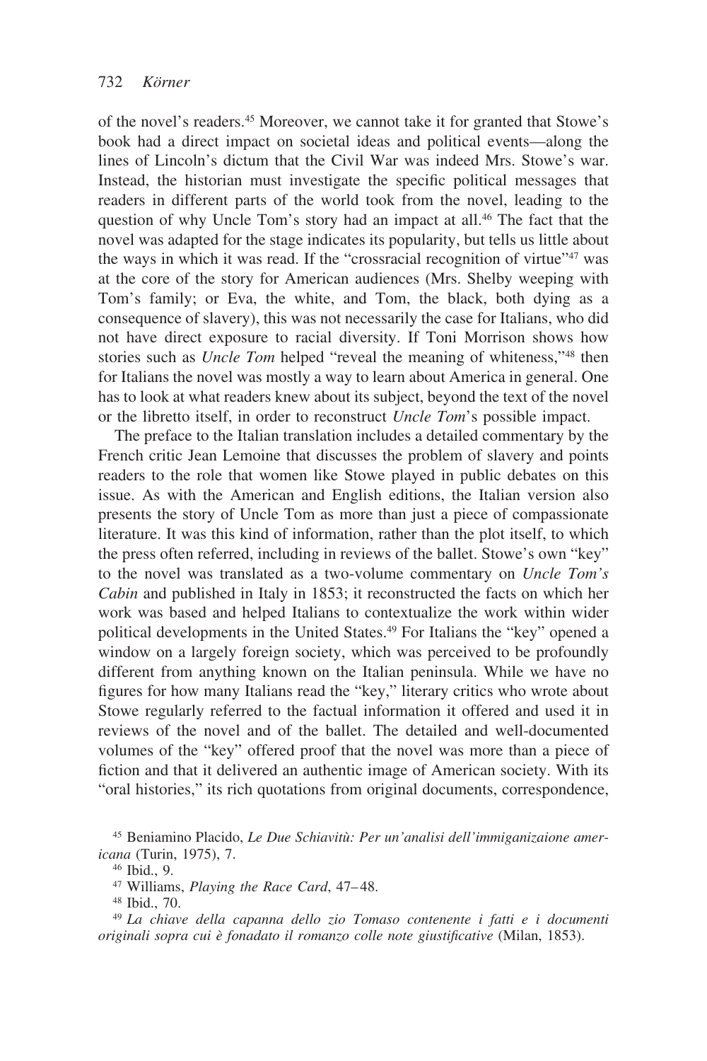of the novel's readers.[45] Moreover, we cannot take it for granted that Stowe's book had a direct impact on societal ideas and political events—along the lines of Lincoln's dictum that the Civil War was indeed Mrs. Stowe's war. Instead, the historian must investigate the specific political messages that readers in different parts of the world took from the novel, leading to the question of why Uncle Tom's story had an impact at all.[46] The fact that the novel was adapted for the stage indicates its popularity, but tells us little about the ways in which it was read. If the "crossracial recognition of virtue"[47] was at the core of the story for American audiences (Mrs. Shelby weeping with Tom's family; or Eva, the white, and Tom, the black, both dying as a consequence of slavery), this was not necessarily the case for Italians, who did not have direct exposure to racial diversity. If Toni Morrison shows how stories such as *Uncle Tom* helped "reveal the meaning of whiteness,"[48] then for Italians the novel was mostly a way to learn about America in general. One has to look at what readers knew about its subject, beyond the text of the novel or the libretto itself, in order to reconstruct *Uncle Tom*'s possible impact.

The preface to the Italian translation includes a detailed commentary by the French critic Jean Lemoine that discusses the problem of slavery and points readers to the role that women like Stowe played in public debates on this issue. As with the American and English editions, the Italian version also presents the story of Uncle Tom as more than just a piece of compassionate literature. It was this kind of information, rather than the plot itself, to which the press often referred, including in reviews of the ballet. Stowe's own "key" to the novel was translated as a two-volume commentary on *Uncle Tom's Cabin* and published in Italy in 1853; it reconstructed the facts on which her work was based and helped Italians to contextualize the work within wider political developments in the United States.[49] For Italians the "key" opened a window on a largely foreign society, which was perceived to be profoundly different from anything known on the Italian peninsula. While we have no figures for how many Italians read the "key," literary critics who wrote about Stowe regularly referred to the factual information it offered and used it in reviews of the novel and of the ballet. The detailed and well-documented volumes of the "key" offered proof that the novel was more than a piece of fiction and that it delivered an authentic image of American society. With its "oral histories," its rich quotations from original documents, correspondence,

[45] Beniamino Placido, *Le Due Schiavitù: Per un'analisi dell'immiganizaione americana* (Turin, 1975), 7.

[46] Ibid., 9.

[47] Williams, *Playing the Race Card*, 47–48.

[48] Ibid., 70.

[49] *La chiave della capanna dello zio Tomaso contenente i fatti e i documenti originali sopra cui è fonadato il romanzo colle note giustificative* (Milan, 1853).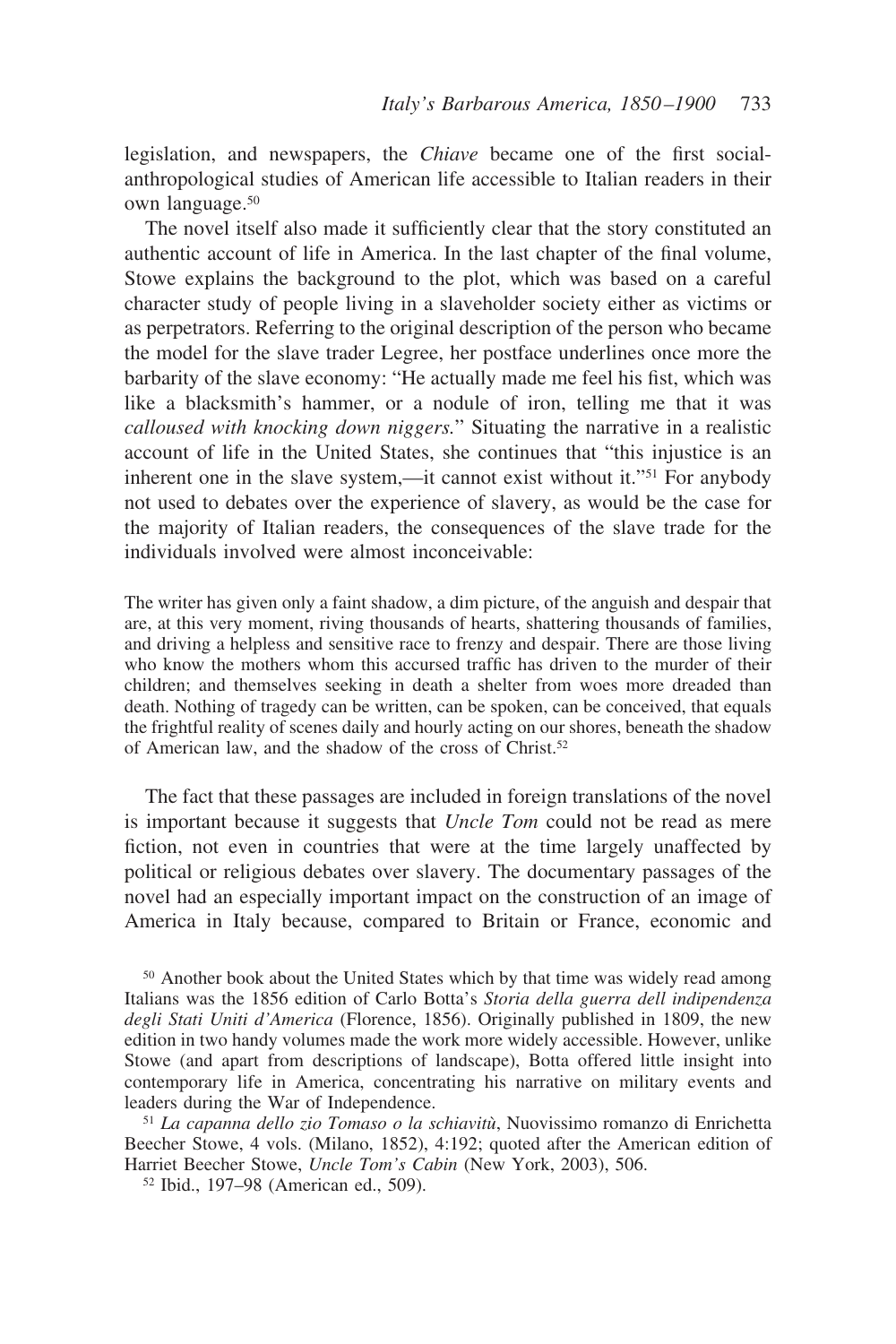legislation, and newspapers, the *Chiave* became one of the first social-anthropological studies of American life accessible to Italian readers in their own language.[50]

The novel itself also made it sufficiently clear that the story constituted an authentic account of life in America. In the last chapter of the final volume, Stowe explains the background to the plot, which was based on a careful character study of people living in a slaveholder society either as victims or as perpetrators. Referring to the original description of the person who became the model for the slave trader Legree, her postface underlines once more the barbarity of the slave economy: "He actually made me feel his fist, which was like a blacksmith's hammer, or a nodule of iron, telling me that it was *calloused with knocking down niggers.*" Situating the narrative in a realistic account of life in the United States, she continues that "this injustice is an inherent one in the slave system,—it cannot exist without it."[51] For anybody not used to debates over the experience of slavery, as would be the case for the majority of Italian readers, the consequences of the slave trade for the individuals involved were almost inconceivable:

> The writer has given only a faint shadow, a dim picture, of the anguish and despair that are, at this very moment, riving thousands of hearts, shattering thousands of families, and driving a helpless and sensitive race to frenzy and despair. There are those living who know the mothers whom this accursed traffic has driven to the murder of their children; and themselves seeking in death a shelter from woes more dreaded than death. Nothing of tragedy can be written, can be spoken, can be conceived, that equals the frightful reality of scenes daily and hourly acting on our shores, beneath the shadow of American law, and the shadow of the cross of Christ.[52]

The fact that these passages are included in foreign translations of the novel is important because it suggests that *Uncle Tom* could not be read as mere fiction, not even in countries that were at the time largely unaffected by political or religious debates over slavery. The documentary passages of the novel had an especially important impact on the construction of an image of America in Italy because, compared to Britain or France, economic and

[50] Another book about the United States which by that time was widely read among Italians was the 1856 edition of Carlo Botta's *Storia della guerra dell indipendenza degli Stati Uniti d'America* (Florence, 1856). Originally published in 1809, the new edition in two handy volumes made the work more widely accessible. However, unlike Stowe (and apart from descriptions of landscape), Botta offered little insight into contemporary life in America, concentrating his narrative on military events and leaders during the War of Independence.

[51] *La capanna dello zio Tomaso o la schiavitù*, Nuovissimo romanzo di Enrichetta Beecher Stowe, 4 vols. (Milano, 1852), 4:192; quoted after the American edition of Harriet Beecher Stowe, *Uncle Tom's Cabin* (New York, 2003), 506.

[52] Ibid., 197–98 (American ed., 509).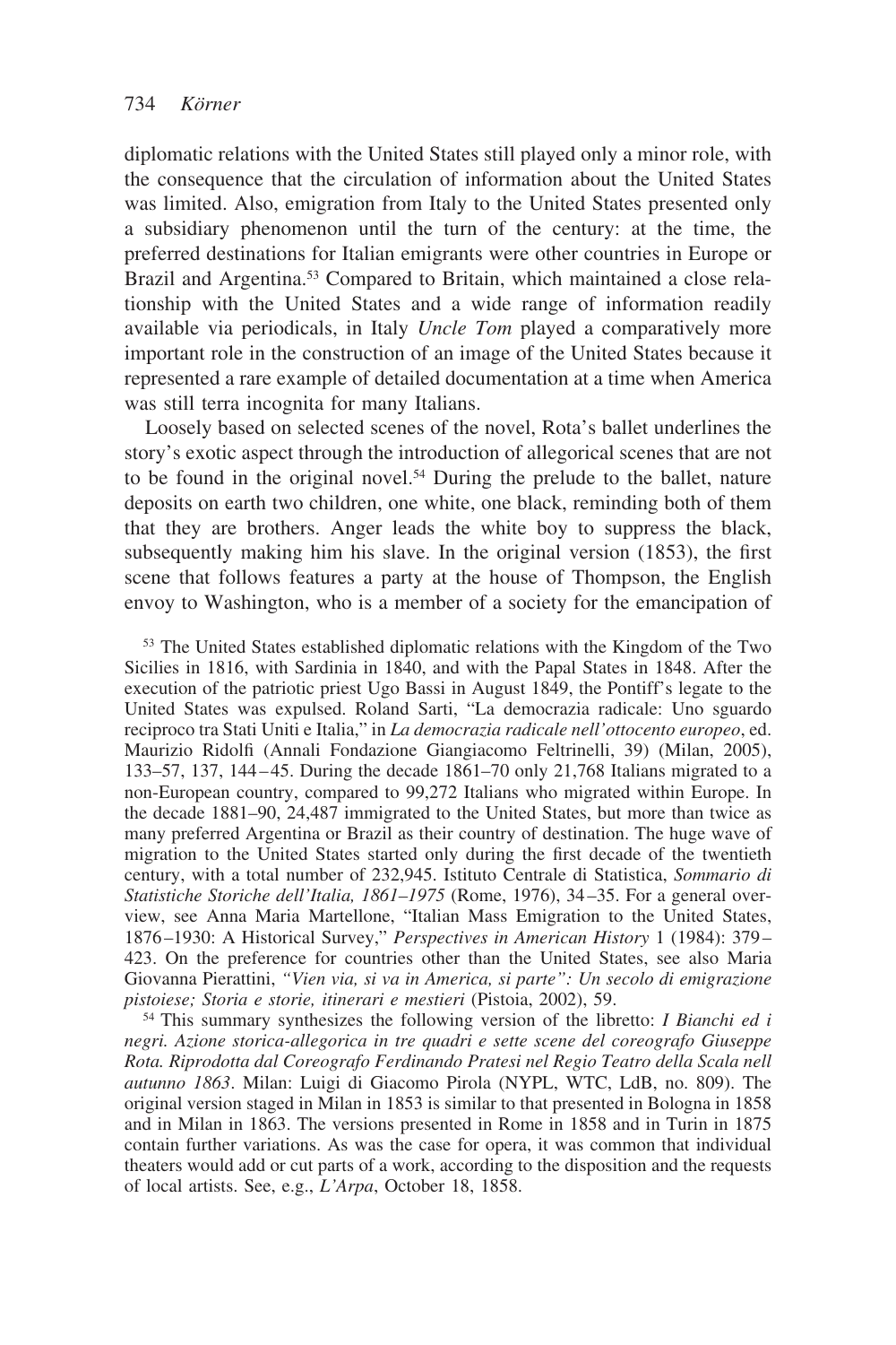diplomatic relations with the United States still played only a minor role, with the consequence that the circulation of information about the United States was limited. Also, emigration from Italy to the United States presented only a subsidiary phenomenon until the turn of the century: at the time, the preferred destinations for Italian emigrants were other countries in Europe or Brazil and Argentina.[53] Compared to Britain, which maintained a close relationship with the United States and a wide range of information readily available via periodicals, in Italy *Uncle Tom* played a comparatively more important role in the construction of an image of the United States because it represented a rare example of detailed documentation at a time when America was still terra incognita for many Italians.

Loosely based on selected scenes of the novel, Rota's ballet underlines the story's exotic aspect through the introduction of allegorical scenes that are not to be found in the original novel.[54] During the prelude to the ballet, nature deposits on earth two children, one white, one black, reminding both of them that they are brothers. Anger leads the white boy to suppress the black, subsequently making him his slave. In the original version (1853), the first scene that follows features a party at the house of Thompson, the English envoy to Washington, who is a member of a society for the emancipation of

[53] The United States established diplomatic relations with the Kingdom of the Two Sicilies in 1816, with Sardinia in 1840, and with the Papal States in 1848. After the execution of the patriotic priest Ugo Bassi in August 1849, the Pontiff's legate to the United States was expulsed. Roland Sarti, "La democrazia radicale: Uno sguardo reciproco tra Stati Uniti e Italia," in *La democrazia radicale nell'ottocento europeo*, ed. Maurizio Ridolfi (Annali Fondazione Giangiacomo Feltrinelli, 39) (Milan, 2005), 133–57, 137, 144–45. During the decade 1861–70 only 21,768 Italians migrated to a non-European country, compared to 99,272 Italians who migrated within Europe. In the decade 1881–90, 24,487 immigrated to the United States, but more than twice as many preferred Argentina or Brazil as their country of destination. The huge wave of migration to the United States started only during the first decade of the twentieth century, with a total number of 232,945. Istituto Centrale di Statistica, *Sommario di Statistiche Storiche dell'Italia, 1861–1975* (Rome, 1976), 34–35. For a general overview, see Anna Maria Martellone, "Italian Mass Emigration to the United States, 1876–1930: A Historical Survey," *Perspectives in American History* 1 (1984): 379–423. On the preference for countries other than the United States, see also Maria Giovanna Pierattini, *"Vien via, si va in America, si parte": Un secolo di emigrazione pistoiese; Storia e storie, itinerari e mestieri* (Pistoia, 2002), 59.

[54] This summary synthesizes the following version of the libretto: *I Bianchi ed i negri. Azione storica-allegorica in tre quadri e sette scene del coreografo Giuseppe Rota. Riprodotta dal Coreografo Ferdinando Pratesi nel Regio Teatro della Scala nell autunno 1863*. Milan: Luigi di Giacomo Pirola (NYPL, WTC, LdB, no. 809). The original version staged in Milan in 1853 is similar to that presented in Bologna in 1858 and in Milan in 1863. The versions presented in Rome in 1858 and in Turin in 1875 contain further variations. As was the case for opera, it was common that individual theaters would add or cut parts of a work, according to the disposition and the requests of local artists. See, e.g., *L'Arpa*, October 18, 1858.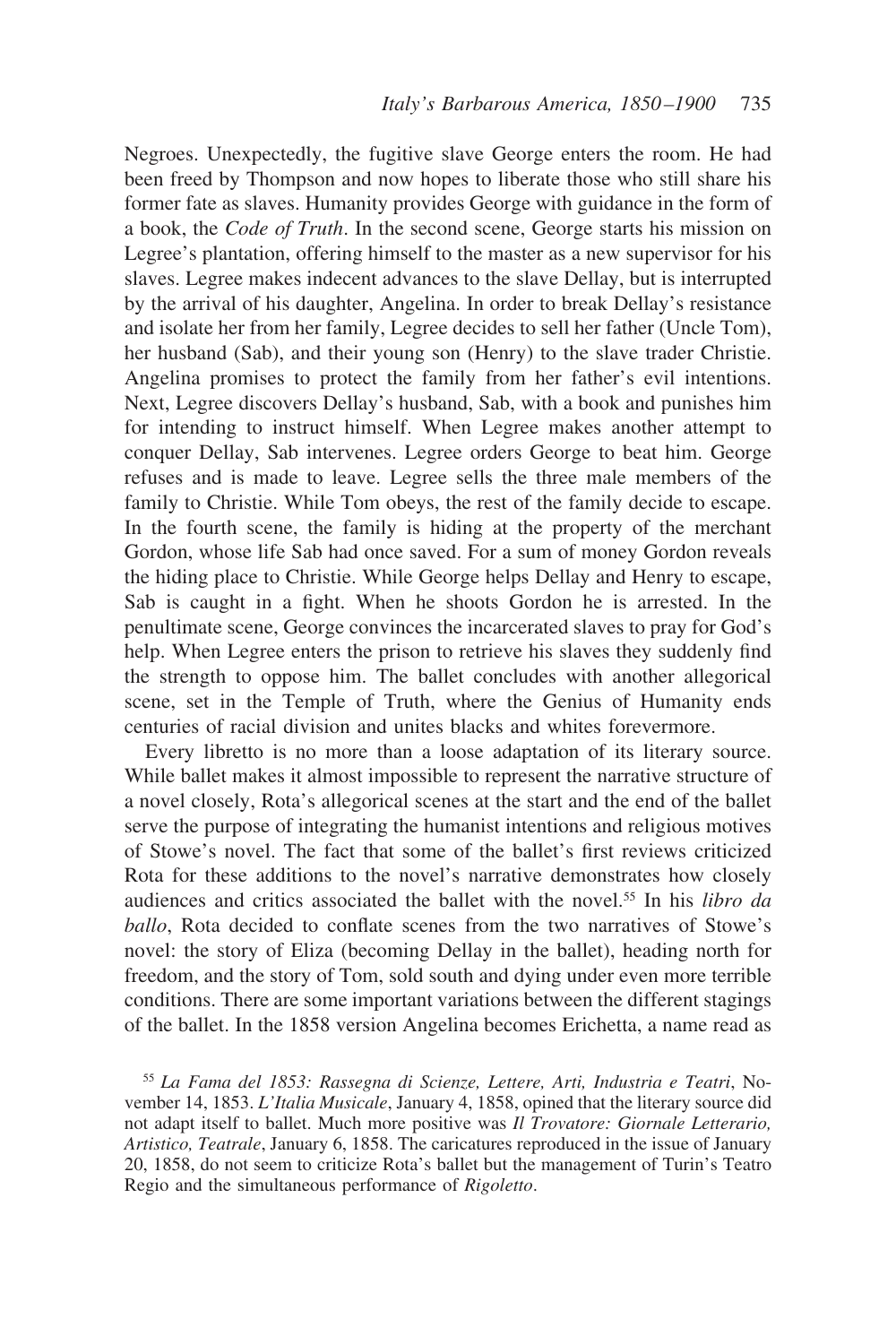Negroes. Unexpectedly, the fugitive slave George enters the room. He had been freed by Thompson and now hopes to liberate those who still share his former fate as slaves. Humanity provides George with guidance in the form of a book, the *Code of Truth*. In the second scene, George starts his mission on Legree's plantation, offering himself to the master as a new supervisor for his slaves. Legree makes indecent advances to the slave Dellay, but is interrupted by the arrival of his daughter, Angelina. In order to break Dellay's resistance and isolate her from her family, Legree decides to sell her father (Uncle Tom), her husband (Sab), and their young son (Henry) to the slave trader Christie. Angelina promises to protect the family from her father's evil intentions. Next, Legree discovers Dellay's husband, Sab, with a book and punishes him for intending to instruct himself. When Legree makes another attempt to conquer Dellay, Sab intervenes. Legree orders George to beat him. George refuses and is made to leave. Legree sells the three male members of the family to Christie. While Tom obeys, the rest of the family decide to escape. In the fourth scene, the family is hiding at the property of the merchant Gordon, whose life Sab had once saved. For a sum of money Gordon reveals the hiding place to Christie. While George helps Dellay and Henry to escape, Sab is caught in a fight. When he shoots Gordon he is arrested. In the penultimate scene, George convinces the incarcerated slaves to pray for God's help. When Legree enters the prison to retrieve his slaves they suddenly find the strength to oppose him. The ballet concludes with another allegorical scene, set in the Temple of Truth, where the Genius of Humanity ends centuries of racial division and unites blacks and whites forevermore.

Every libretto is no more than a loose adaptation of its literary source. While ballet makes it almost impossible to represent the narrative structure of a novel closely, Rota's allegorical scenes at the start and the end of the ballet serve the purpose of integrating the humanist intentions and religious motives of Stowe's novel. The fact that some of the ballet's first reviews criticized Rota for these additions to the novel's narrative demonstrates how closely audiences and critics associated the ballet with the novel.[55] In his *libro da ballo*, Rota decided to conflate scenes from the two narratives of Stowe's novel: the story of Eliza (becoming Dellay in the ballet), heading north for freedom, and the story of Tom, sold south and dying under even more terrible conditions. There are some important variations between the different stagings of the ballet. In the 1858 version Angelina becomes Erichetta, a name read as

[55] *La Fama del 1853: Rassegna di Scienze, Lettere, Arti, Industria e Teatri*, November 14, 1853. *L'Italia Musicale*, January 4, 1858, opined that the literary source did not adapt itself to ballet. Much more positive was *Il Trovatore: Giornale Letterario, Artistico, Teatrale*, January 6, 1858. The caricatures reproduced in the issue of January 20, 1858, do not seem to criticize Rota's ballet but the management of Turin's Teatro Regio and the simultaneous performance of *Rigoletto*.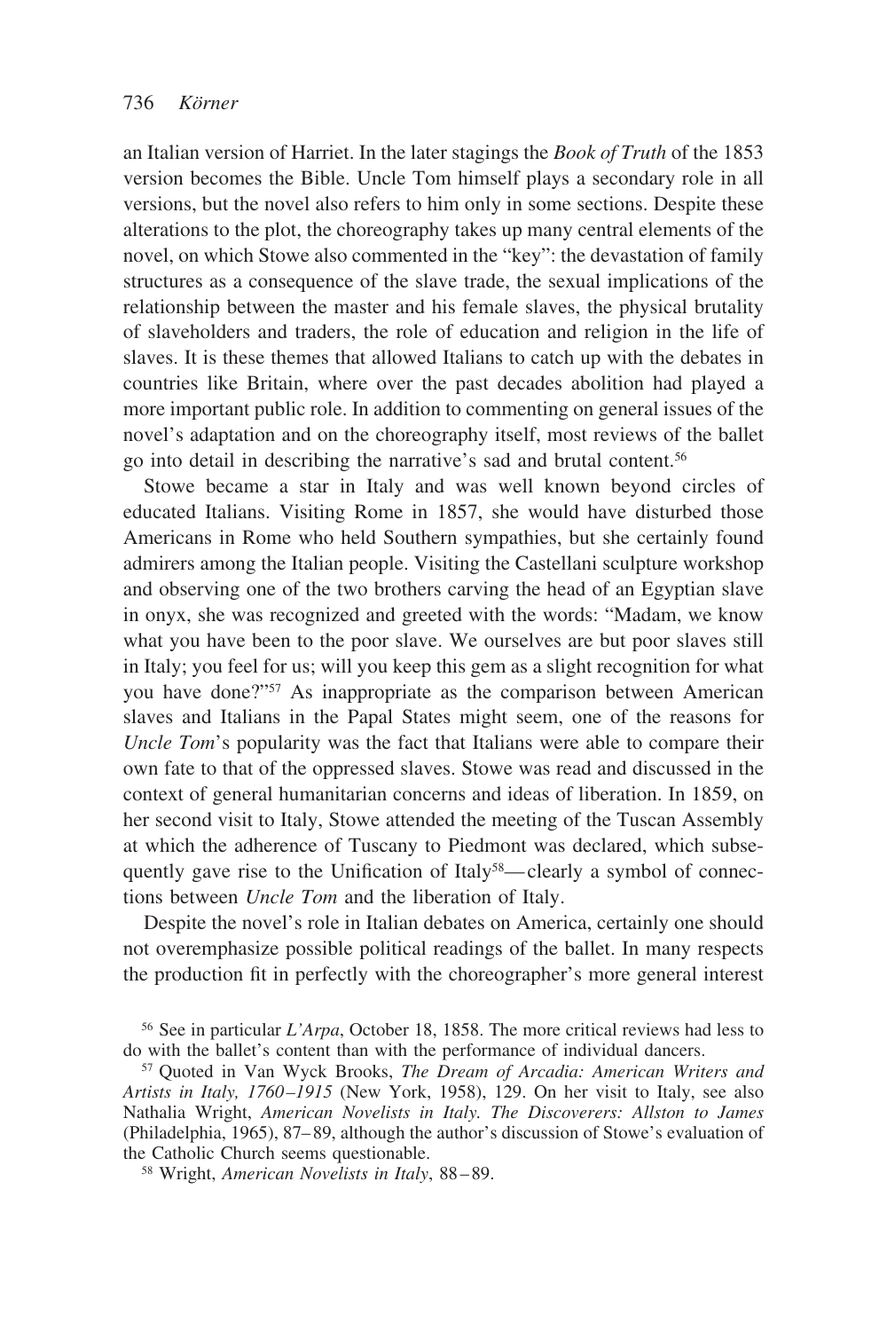an Italian version of Harriet. In the later stagings the *Book of Truth* of the 1853 version becomes the Bible. Uncle Tom himself plays a secondary role in all versions, but the novel also refers to him only in some sections. Despite these alterations to the plot, the choreography takes up many central elements of the novel, on which Stowe also commented in the "key": the devastation of family structures as a consequence of the slave trade, the sexual implications of the relationship between the master and his female slaves, the physical brutality of slaveholders and traders, the role of education and religion in the life of slaves. It is these themes that allowed Italians to catch up with the debates in countries like Britain, where over the past decades abolition had played a more important public role. In addition to commenting on general issues of the novel's adaptation and on the choreography itself, most reviews of the ballet go into detail in describing the narrative's sad and brutal content.[56]

Stowe became a star in Italy and was well known beyond circles of educated Italians. Visiting Rome in 1857, she would have disturbed those Americans in Rome who held Southern sympathies, but she certainly found admirers among the Italian people. Visiting the Castellani sculpture workshop and observing one of the two brothers carving the head of an Egyptian slave in onyx, she was recognized and greeted with the words: "Madam, we know what you have been to the poor slave. We ourselves are but poor slaves still in Italy; you feel for us; will you keep this gem as a slight recognition for what you have done?"[57] As inappropriate as the comparison between American slaves and Italians in the Papal States might seem, one of the reasons for *Uncle Tom*'s popularity was the fact that Italians were able to compare their own fate to that of the oppressed slaves. Stowe was read and discussed in the context of general humanitarian concerns and ideas of liberation. In 1859, on her second visit to Italy, Stowe attended the meeting of the Tuscan Assembly at which the adherence of Tuscany to Piedmont was declared, which subsequently gave rise to the Unification of Italy[58]—clearly a symbol of connections between *Uncle Tom* and the liberation of Italy.

Despite the novel's role in Italian debates on America, certainly one should not overemphasize possible political readings of the ballet. In many respects the production fit in perfectly with the choreographer's more general interest

[56] See in particular *L'Arpa*, October 18, 1858. The more critical reviews had less to do with the ballet's content than with the performance of individual dancers.

[57] Quoted in Van Wyck Brooks, *The Dream of Arcadia: American Writers and Artists in Italy, 1760–1915* (New York, 1958), 129. On her visit to Italy, see also Nathalia Wright, *American Novelists in Italy. The Discoverers: Allston to James* (Philadelphia, 1965), 87–89, although the author's discussion of Stowe's evaluation of the Catholic Church seems questionable.

[58] Wright, *American Novelists in Italy*, 88–89.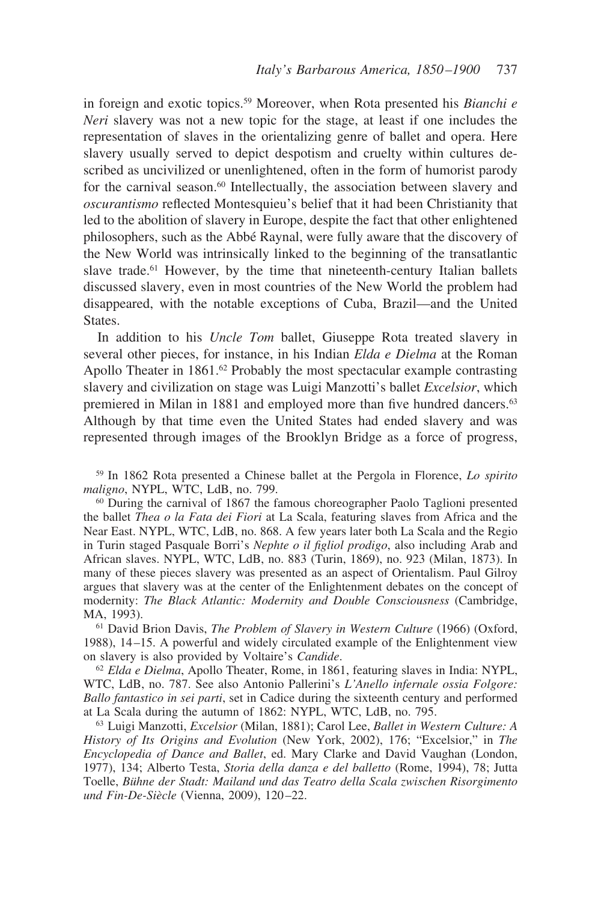in foreign and exotic topics.[59] Moreover, when Rota presented his *Bianchi e Neri* slavery was not a new topic for the stage, at least if one includes the representation of slaves in the orientalizing genre of ballet and opera. Here slavery usually served to depict despotism and cruelty within cultures described as uncivilized or unenlightened, often in the form of humorist parody for the carnival season.[60] Intellectually, the association between slavery and *oscurantismo* reflected Montesquieu's belief that it had been Christianity that led to the abolition of slavery in Europe, despite the fact that other enlightened philosophers, such as the Abbé Raynal, were fully aware that the discovery of the New World was intrinsically linked to the beginning of the transatlantic slave trade.[61] However, by the time that nineteenth-century Italian ballets discussed slavery, even in most countries of the New World the problem had disappeared, with the notable exceptions of Cuba, Brazil—and the United States.

In addition to his *Uncle Tom* ballet, Giuseppe Rota treated slavery in several other pieces, for instance, in his Indian *Elda e Dielma* at the Roman Apollo Theater in 1861.[62] Probably the most spectacular example contrasting slavery and civilization on stage was Luigi Manzotti's ballet *Excelsior*, which premiered in Milan in 1881 and employed more than five hundred dancers.[63] Although by that time even the United States had ended slavery and was represented through images of the Brooklyn Bridge as a force of progress,

[59] In 1862 Rota presented a Chinese ballet at the Pergola in Florence, *Lo spirito maligno*, NYPL, WTC, LdB, no. 799.

[60] During the carnival of 1867 the famous choreographer Paolo Taglioni presented the ballet *Thea o la Fata dei Fiori* at La Scala, featuring slaves from Africa and the Near East. NYPL, WTC, LdB, no. 868. A few years later both La Scala and the Regio in Turin staged Pasquale Borri's *Nephte o il figliol prodigo*, also including Arab and African slaves. NYPL, WTC, LdB, no. 883 (Turin, 1869), no. 923 (Milan, 1873). In many of these pieces slavery was presented as an aspect of Orientalism. Paul Gilroy argues that slavery was at the center of the Enlightenment debates on the concept of modernity: *The Black Atlantic: Modernity and Double Consciousness* (Cambridge, MA, 1993).

[61] David Brion Davis, *The Problem of Slavery in Western Culture* (1966) (Oxford, 1988), 14–15. A powerful and widely circulated example of the Enlightenment view on slavery is also provided by Voltaire's *Candide*.

[62] *Elda e Dielma*, Apollo Theater, Rome, in 1861, featuring slaves in India: NYPL, WTC, LdB, no. 787. See also Antonio Pallerini's *L'Anello infernale ossia Folgore: Ballo fantastico in sei parti*, set in Cadice during the sixteenth century and performed at La Scala during the autumn of 1862: NYPL, WTC, LdB, no. 795.

[63] Luigi Manzotti, *Excelsior* (Milan, 1881); Carol Lee, *Ballet in Western Culture: A History of Its Origins and Evolution* (New York, 2002), 176; "Excelsior," in *The Encyclopedia of Dance and Ballet*, ed. Mary Clarke and David Vaughan (London, 1977), 134; Alberto Testa, *Storia della danza e del balletto* (Rome, 1994), 78; Jutta Toelle, *Bühne der Stadt: Mailand und das Teatro della Scala zwischen Risorgimento und Fin-De-Siècle* (Vienna, 2009), 120–22.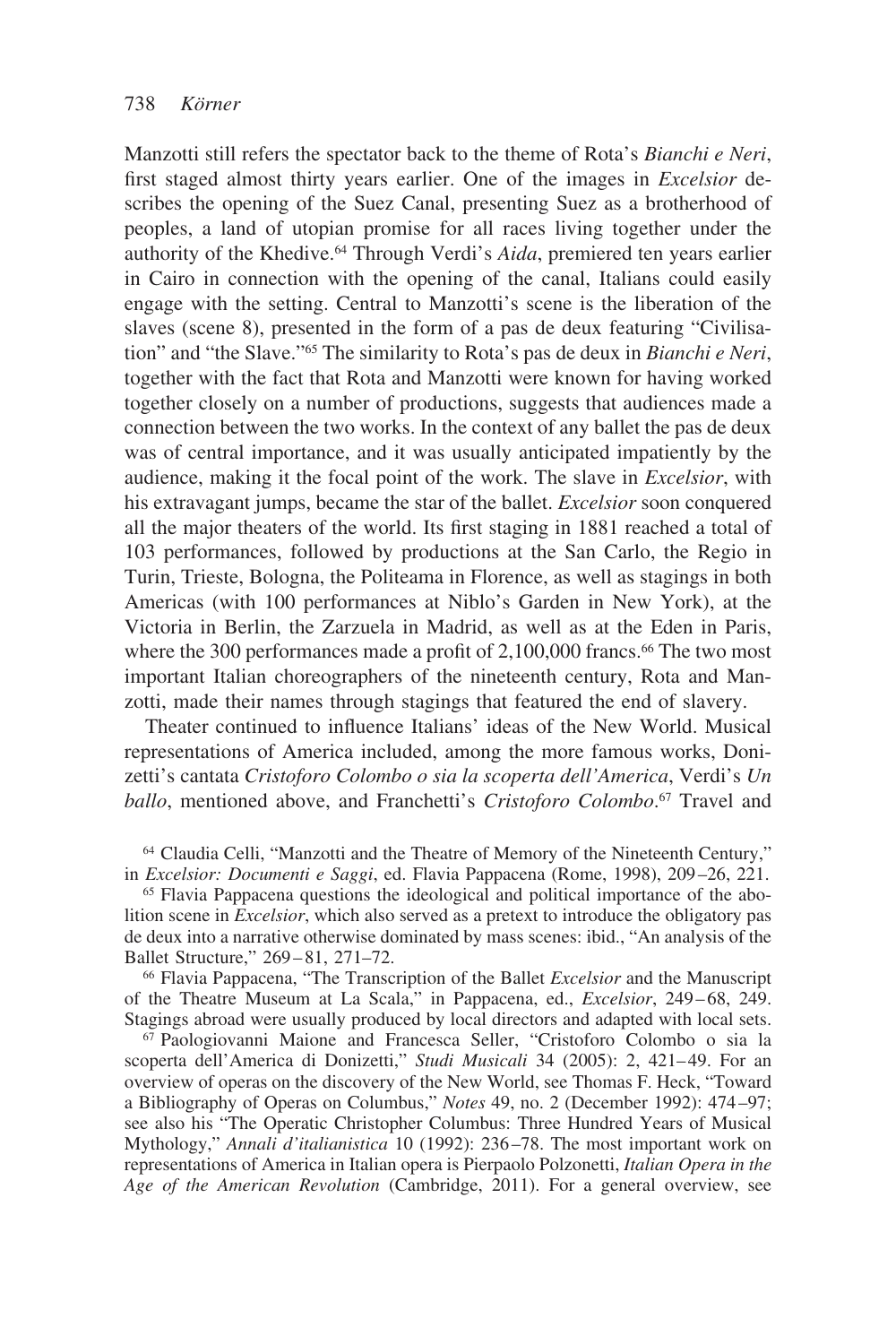Manzotti still refers the spectator back to the theme of Rota's *Bianchi e Neri*, first staged almost thirty years earlier. One of the images in *Excelsior* describes the opening of the Suez Canal, presenting Suez as a brotherhood of peoples, a land of utopian promise for all races living together under the authority of the Khedive.[64] Through Verdi's *Aida*, premiered ten years earlier in Cairo in connection with the opening of the canal, Italians could easily engage with the setting. Central to Manzotti's scene is the liberation of the slaves (scene 8), presented in the form of a pas de deux featuring "Civilisation" and "the Slave."[65] The similarity to Rota's pas de deux in *Bianchi e Neri*, together with the fact that Rota and Manzotti were known for having worked together closely on a number of productions, suggests that audiences made a connection between the two works. In the context of any ballet the pas de deux was of central importance, and it was usually anticipated impatiently by the audience, making it the focal point of the work. The slave in *Excelsior*, with his extravagant jumps, became the star of the ballet. *Excelsior* soon conquered all the major theaters of the world. Its first staging in 1881 reached a total of 103 performances, followed by productions at the San Carlo, the Regio in Turin, Trieste, Bologna, the Politeama in Florence, as well as stagings in both Americas (with 100 performances at Niblo's Garden in New York), at the Victoria in Berlin, the Zarzuela in Madrid, as well as at the Eden in Paris, where the 300 performances made a profit of 2,100,000 francs.[66] The two most important Italian choreographers of the nineteenth century, Rota and Manzotti, made their names through stagings that featured the end of slavery.

Theater continued to influence Italians' ideas of the New World. Musical representations of America included, among the more famous works, Donizetti's cantata *Cristoforo Colombo o sia la scoperta dell'America*, Verdi's *Un ballo*, mentioned above, and Franchetti's *Cristoforo Colombo*.[67] Travel and

[64] Claudia Celli, "Manzotti and the Theatre of Memory of the Nineteenth Century," in *Excelsior: Documenti e Saggi*, ed. Flavia Pappacena (Rome, 1998), 209–26, 221.

[65] Flavia Pappacena questions the ideological and political importance of the abolition scene in *Excelsior*, which also served as a pretext to introduce the obligatory pas de deux into a narrative otherwise dominated by mass scenes: ibid., "An analysis of the Ballet Structure," 269–81, 271–72.

[66] Flavia Pappacena, "The Transcription of the Ballet *Excelsior* and the Manuscript of the Theatre Museum at La Scala," in Pappacena, ed., *Excelsior*, 249–68, 249. Stagings abroad were usually produced by local directors and adapted with local sets.

[67] Paologiovanni Maione and Francesca Seller, "Cristoforo Colombo o sia la scoperta dell'America di Donizetti," *Studi Musicali* 34 (2005): 2, 421–49. For an overview of operas on the discovery of the New World, see Thomas F. Heck, "Toward a Bibliography of Operas on Columbus," *Notes* 49, no. 2 (December 1992): 474–97; see also his "The Operatic Christopher Columbus: Three Hundred Years of Musical Mythology," *Annali d'italianistica* 10 (1992): 236–78. The most important work on representations of America in Italian opera is Pierpaolo Polzonetti, *Italian Opera in the Age of the American Revolution* (Cambridge, 2011). For a general overview, see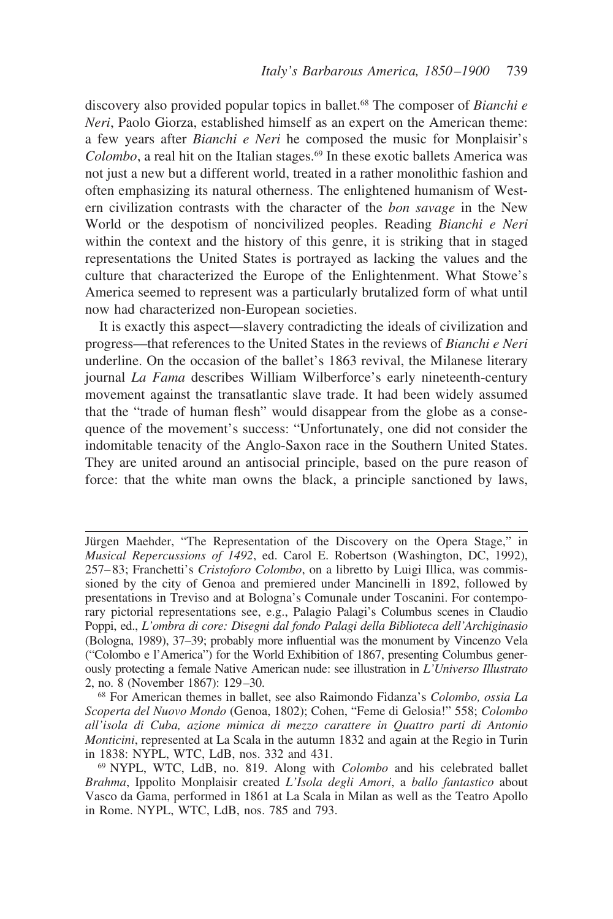discovery also provided popular topics in ballet.[68] The composer of *Bianchi e Neri*, Paolo Giorza, established himself as an expert on the American theme: a few years after *Bianchi e Neri* he composed the music for Monplaisir's *Colombo*, a real hit on the Italian stages.[69] In these exotic ballets America was not just a new but a different world, treated in a rather monolithic fashion and often emphasizing its natural otherness. The enlightened humanism of Western civilization contrasts with the character of the *bon savage* in the New World or the despotism of noncivilized peoples. Reading *Bianchi e Neri* within the context and the history of this genre, it is striking that in staged representations the United States is portrayed as lacking the values and the culture that characterized the Europe of the Enlightenment. What Stowe's America seemed to represent was a particularly brutalized form of what until now had characterized non-European societies.

It is exactly this aspect—slavery contradicting the ideals of civilization and progress—that references to the United States in the reviews of *Bianchi e Neri* underline. On the occasion of the ballet's 1863 revival, the Milanese literary journal *La Fama* describes William Wilberforce's early nineteenth-century movement against the transatlantic slave trade. It had been widely assumed that the "trade of human flesh" would disappear from the globe as a consequence of the movement's success: "Unfortunately, one did not consider the indomitable tenacity of the Anglo-Saxon race in the Southern United States. They are united around an antisocial principle, based on the pure reason of force: that the white man owns the black, a principle sanctioned by laws,

---

Jürgen Maehder, "The Representation of the Discovery on the Opera Stage," in *Musical Repercussions of 1492*, ed. Carol E. Robertson (Washington, DC, 1992), 257–83; Franchetti's *Cristoforo Colombo*, on a libretto by Luigi Illica, was commissioned by the city of Genoa and premiered under Mancinelli in 1892, followed by presentations in Treviso and at Bologna's Comunale under Toscanini. For contemporary pictorial representations see, e.g., Palagio Palagi's Columbus scenes in Claudio Poppi, ed., *L'ombra di core: Disegni dal fondo Palagi della Biblioteca dell'Archiginasio* (Bologna, 1989), 37–39; probably more influential was the monument by Vincenzo Vela ("Colombo e l'America") for the World Exhibition of 1867, presenting Columbus generously protecting a female Native American nude: see illustration in *L'Universo Illustrato* 2, no. 8 (November 1867): 129–30.

[68] For American themes in ballet, see also Raimondo Fidanza's *Colombo, ossia La Scoperta del Nuovo Mondo* (Genoa, 1802); Cohen, "Feme di Gelosia!" 558; *Colombo all'isola di Cuba, azione mimica di mezzo carattere in Quattro parti di Antonio Monticini*, represented at La Scala in the autumn 1832 and again at the Regio in Turin in 1838: NYPL, WTC, LdB, nos. 332 and 431.

[69] NYPL, WTC, LdB, no. 819. Along with *Colombo* and his celebrated ballet *Brahma*, Ippolito Monplaisir created *L'Isola degli Amori*, a *ballo fantastico* about Vasco da Gama, performed in 1861 at La Scala in Milan as well as the Teatro Apollo in Rome. NYPL, WTC, LdB, nos. 785 and 793.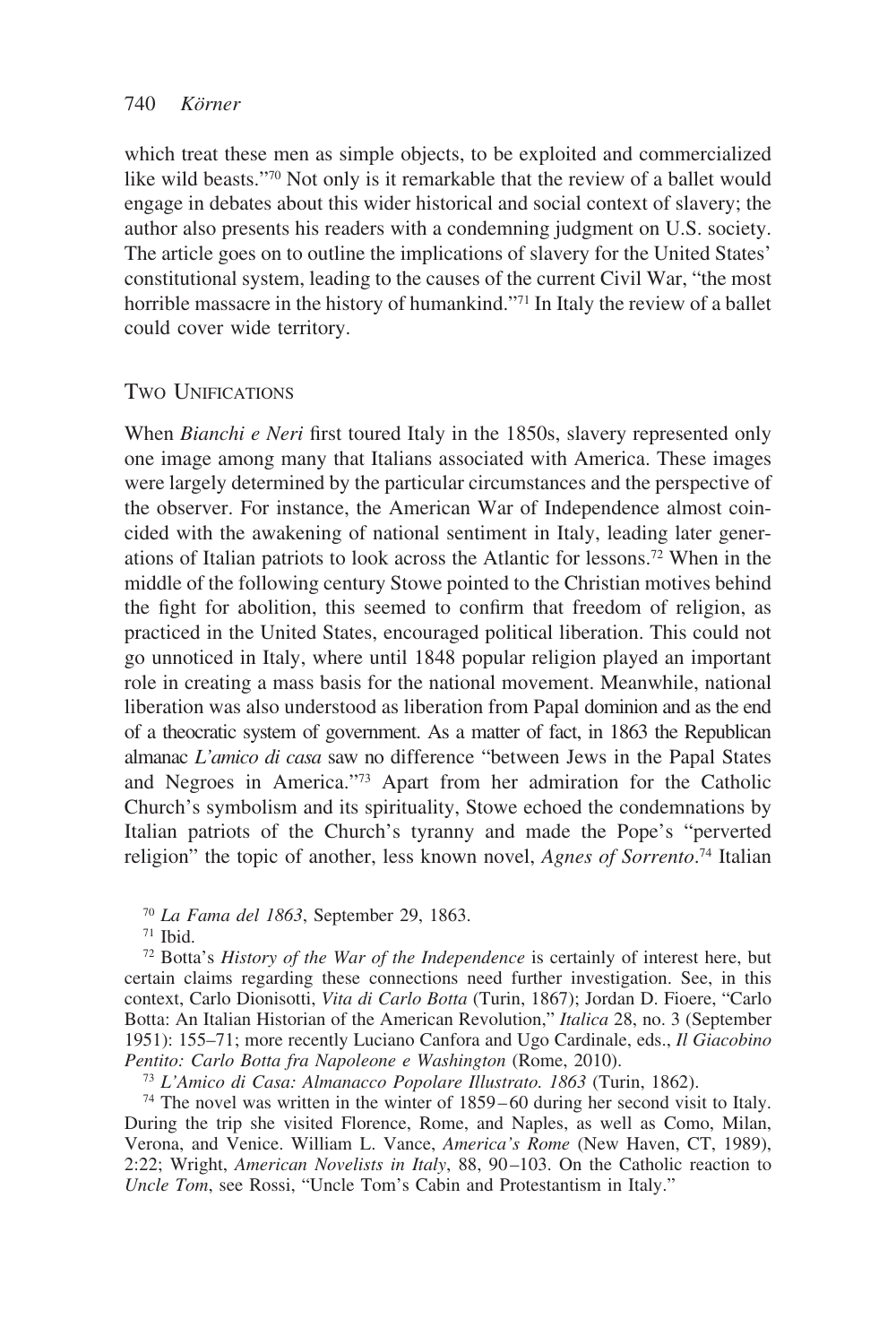which treat these men as simple objects, to be exploited and commercialized like wild beasts."[70] Not only is it remarkable that the review of a ballet would engage in debates about this wider historical and social context of slavery; the author also presents his readers with a condemning judgment on U.S. society. The article goes on to outline the implications of slavery for the United States' constitutional system, leading to the causes of the current Civil War, "the most horrible massacre in the history of humankind."[71] In Italy the review of a ballet could cover wide territory.

## Two Unifications

When *Bianchi e Neri* first toured Italy in the 1850s, slavery represented only one image among many that Italians associated with America. These images were largely determined by the particular circumstances and the perspective of the observer. For instance, the American War of Independence almost coincided with the awakening of national sentiment in Italy, leading later generations of Italian patriots to look across the Atlantic for lessons.[72] When in the middle of the following century Stowe pointed to the Christian motives behind the fight for abolition, this seemed to confirm that freedom of religion, as practiced in the United States, encouraged political liberation. This could not go unnoticed in Italy, where until 1848 popular religion played an important role in creating a mass basis for the national movement. Meanwhile, national liberation was also understood as liberation from Papal dominion and as the end of a theocratic system of government. As a matter of fact, in 1863 the Republican almanac *L'amico di casa* saw no difference "between Jews in the Papal States and Negroes in America."[73] Apart from her admiration for the Catholic Church's symbolism and its spirituality, Stowe echoed the condemnations by Italian patriots of the Church's tyranny and made the Pope's "perverted religion" the topic of another, less known novel, *Agnes of Sorrento*.[74] Italian

[70] *La Fama del 1863*, September 29, 1863.

[71] Ibid.

[72] Botta's *History of the War of the Independence* is certainly of interest here, but certain claims regarding these connections need further investigation. See, in this context, Carlo Dionisotti, *Vita di Carlo Botta* (Turin, 1867); Jordan D. Fioere, "Carlo Botta: An Italian Historian of the American Revolution," *Italica* 28, no. 3 (September 1951): 155–71; more recently Luciano Canfora and Ugo Cardinale, eds., *Il Giacobino Pentito: Carlo Botta fra Napoleone e Washington* (Rome, 2010).

[73] *L'Amico di Casa: Almanacco Popolare Illustrato. 1863* (Turin, 1862).

[74] The novel was written in the winter of 1859–60 during her second visit to Italy. During the trip she visited Florence, Rome, and Naples, as well as Como, Milan, Verona, and Venice. William L. Vance, *America's Rome* (New Haven, CT, 1989), 2:22; Wright, *American Novelists in Italy*, 88, 90–103. On the Catholic reaction to *Uncle Tom*, see Rossi, "Uncle Tom's Cabin and Protestantism in Italy."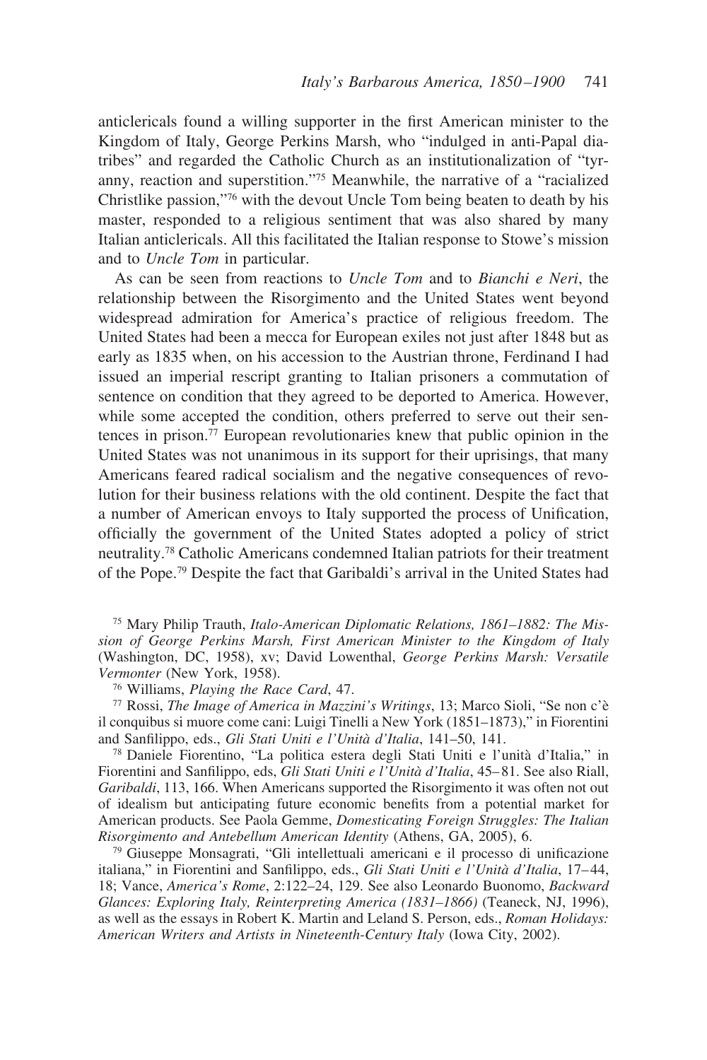anticlericals found a willing supporter in the first American minister to the Kingdom of Italy, George Perkins Marsh, who "indulged in anti-Papal diatribes" and regarded the Catholic Church as an institutionalization of "tyranny, reaction and superstition."[75] Meanwhile, the narrative of a "racialized Christlike passion,"[76] with the devout Uncle Tom being beaten to death by his master, responded to a religious sentiment that was also shared by many Italian anticlericals. All this facilitated the Italian response to Stowe's mission and to *Uncle Tom* in particular.

As can be seen from reactions to *Uncle Tom* and to *Bianchi e Neri*, the relationship between the Risorgimento and the United States went beyond widespread admiration for America's practice of religious freedom. The United States had been a mecca for European exiles not just after 1848 but as early as 1835 when, on his accession to the Austrian throne, Ferdinand I had issued an imperial rescript granting to Italian prisoners a commutation of sentence on condition that they agreed to be deported to America. However, while some accepted the condition, others preferred to serve out their sentences in prison.[77] European revolutionaries knew that public opinion in the United States was not unanimous in its support for their uprisings, that many Americans feared radical socialism and the negative consequences of revolution for their business relations with the old continent. Despite the fact that a number of American envoys to Italy supported the process of Unification, officially the government of the United States adopted a policy of strict neutrality.[78] Catholic Americans condemned Italian patriots for their treatment of the Pope.[79] Despite the fact that Garibaldi's arrival in the United States had

[75] Mary Philip Trauth, *Italo-American Diplomatic Relations, 1861–1882: The Mission of George Perkins Marsh, First American Minister to the Kingdom of Italy* (Washington, DC, 1958), xv; David Lowenthal, *George Perkins Marsh: Versatile Vermonter* (New York, 1958).

[76] Williams, *Playing the Race Card*, 47.

[77] Rossi, *The Image of America in Mazzini's Writings*, 13; Marco Sioli, "Se non c'è il conquibus si muore come cani: Luigi Tinelli a New York (1851–1873)," in Fiorentini and Sanfilippo, eds., *Gli Stati Uniti e l'Unità d'Italia*, 141–50, 141.

[78] Daniele Fiorentino, "La politica estera degli Stati Uniti e l'unità d'Italia," in Fiorentini and Sanfilippo, eds, *Gli Stati Uniti e l'Unità d'Italia*, 45–81. See also Riall, *Garibaldi*, 113, 166. When Americans supported the Risorgimento it was often not out of idealism but anticipating future economic benefits from a potential market for American products. See Paola Gemme, *Domesticating Foreign Struggles: The Italian Risorgimento and Antebellum American Identity* (Athens, GA, 2005), 6.

[79] Giuseppe Monsagrati, "Gli intellettuali americani e il processo di unificazione italiana," in Fiorentini and Sanfilippo, eds., *Gli Stati Uniti e l'Unità d'Italia*, 17–44, 18; Vance, *America's Rome*, 2:122–24, 129. See also Leonardo Buonomo, *Backward Glances: Exploring Italy, Reinterpreting America (1831–1866)* (Teaneck, NJ, 1996), as well as the essays in Robert K. Martin and Leland S. Person, eds., *Roman Holidays: American Writers and Artists in Nineteenth-Century Italy* (Iowa City, 2002).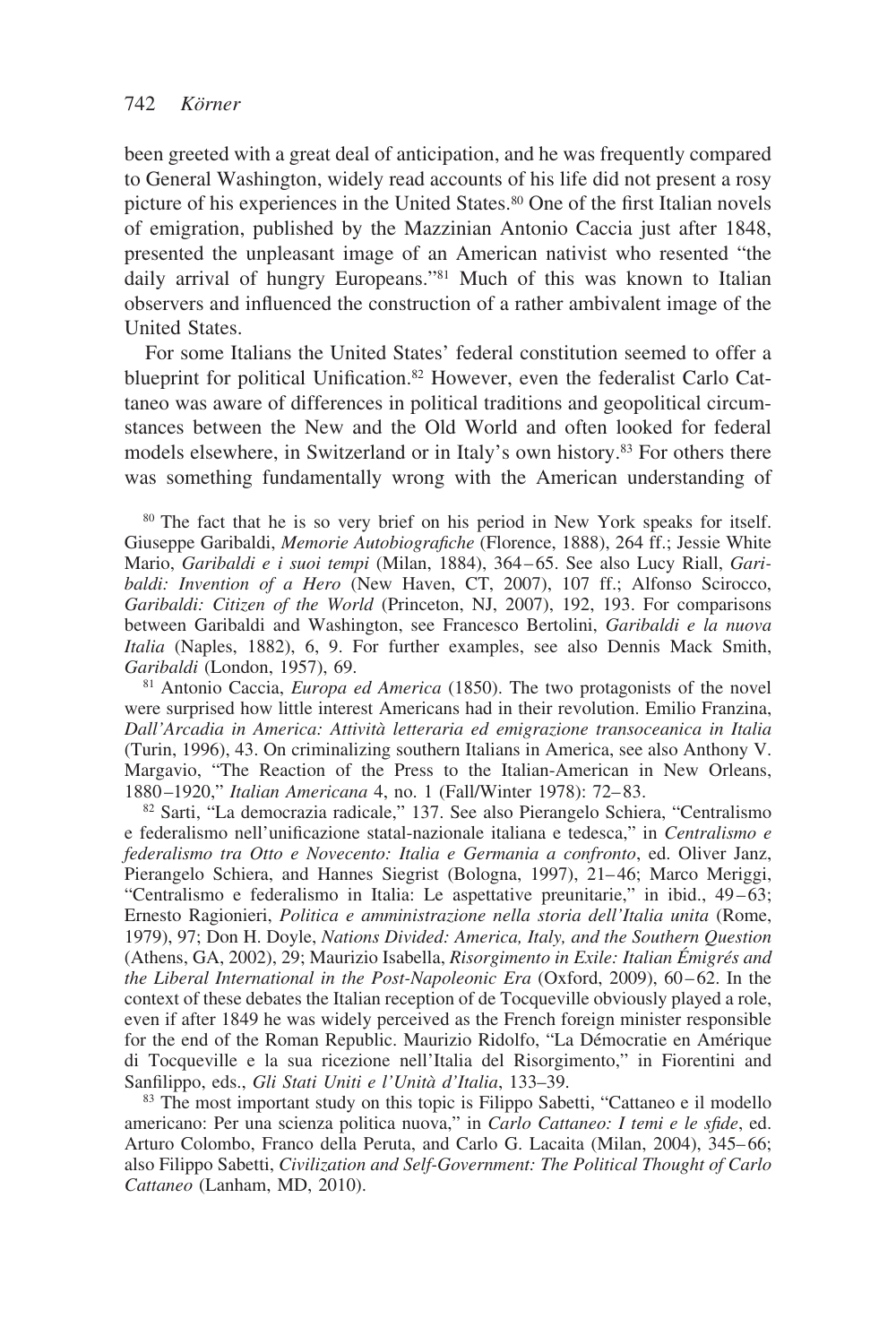been greeted with a great deal of anticipation, and he was frequently compared to General Washington, widely read accounts of his life did not present a rosy picture of his experiences in the United States.[80] One of the first Italian novels of emigration, published by the Mazzinian Antonio Caccia just after 1848, presented the unpleasant image of an American nativist who resented "the daily arrival of hungry Europeans."[81] Much of this was known to Italian observers and influenced the construction of a rather ambivalent image of the United States.

For some Italians the United States' federal constitution seemed to offer a blueprint for political Unification.[82] However, even the federalist Carlo Cattaneo was aware of differences in political traditions and geopolitical circumstances between the New and the Old World and often looked for federal models elsewhere, in Switzerland or in Italy's own history.[83] For others there was something fundamentally wrong with the American understanding of

[80] The fact that he is so very brief on his period in New York speaks for itself. Giuseppe Garibaldi, *Memorie Autobiografiche* (Florence, 1888), 264 ff.; Jessie White Mario, *Garibaldi e i suoi tempi* (Milan, 1884), 364–65. See also Lucy Riall, *Garibaldi: Invention of a Hero* (New Haven, CT, 2007), 107 ff.; Alfonso Scirocco, *Garibaldi: Citizen of the World* (Princeton, NJ, 2007), 192, 193. For comparisons between Garibaldi and Washington, see Francesco Bertolini, *Garibaldi e la nuova Italia* (Naples, 1882), 6, 9. For further examples, see also Dennis Mack Smith, *Garibaldi* (London, 1957), 69.

[81] Antonio Caccia, *Europa ed America* (1850). The two protagonists of the novel were surprised how little interest Americans had in their revolution. Emilio Franzina, *Dall'Arcadia in America: Attività letteraria ed emigrazione transoceanica in Italia* (Turin, 1996), 43. On criminalizing southern Italians in America, see also Anthony V. Margavio, "The Reaction of the Press to the Italian-American in New Orleans, 1880–1920," *Italian Americana* 4, no. 1 (Fall/Winter 1978): 72–83.

[82] Sarti, "La democrazia radicale," 137. See also Pierangelo Schiera, "Centralismo e federalismo nell'unificazione statal-nazionale italiana e tedesca," in *Centralismo e federalismo tra Otto e Novecento: Italia e Germania a confronto*, ed. Oliver Janz, Pierangelo Schiera, and Hannes Siegrist (Bologna, 1997), 21–46; Marco Meriggi, "Centralismo e federalismo in Italia: Le aspettative preunitarie," in ibid., 49–63; Ernesto Ragionieri, *Politica e amministrazione nella storia dell'Italia unita* (Rome, 1979), 97; Don H. Doyle, *Nations Divided: America, Italy, and the Southern Question* (Athens, GA, 2002), 29; Maurizio Isabella, *Risorgimento in Exile: Italian Émigrés and the Liberal International in the Post-Napoleonic Era* (Oxford, 2009), 60–62. In the context of these debates the Italian reception of de Tocqueville obviously played a role, even if after 1849 he was widely perceived as the French foreign minister responsible for the end of the Roman Republic. Maurizio Ridolfo, "La Démocratie en Amérique di Tocqueville e la sua ricezione nell'Italia del Risorgimento," in Fiorentini and Sanfilippo, eds., *Gli Stati Uniti e l'Unità d'Italia*, 133–39.

[83] The most important study on this topic is Filippo Sabetti, "Cattaneo e il modello americano: Per una scienza politica nuova," in *Carlo Cattaneo: I temi e le sfide*, ed. Arturo Colombo, Franco della Peruta, and Carlo G. Lacaita (Milan, 2004), 345–66; also Filippo Sabetti, *Civilization and Self-Government: The Political Thought of Carlo Cattaneo* (Lanham, MD, 2010).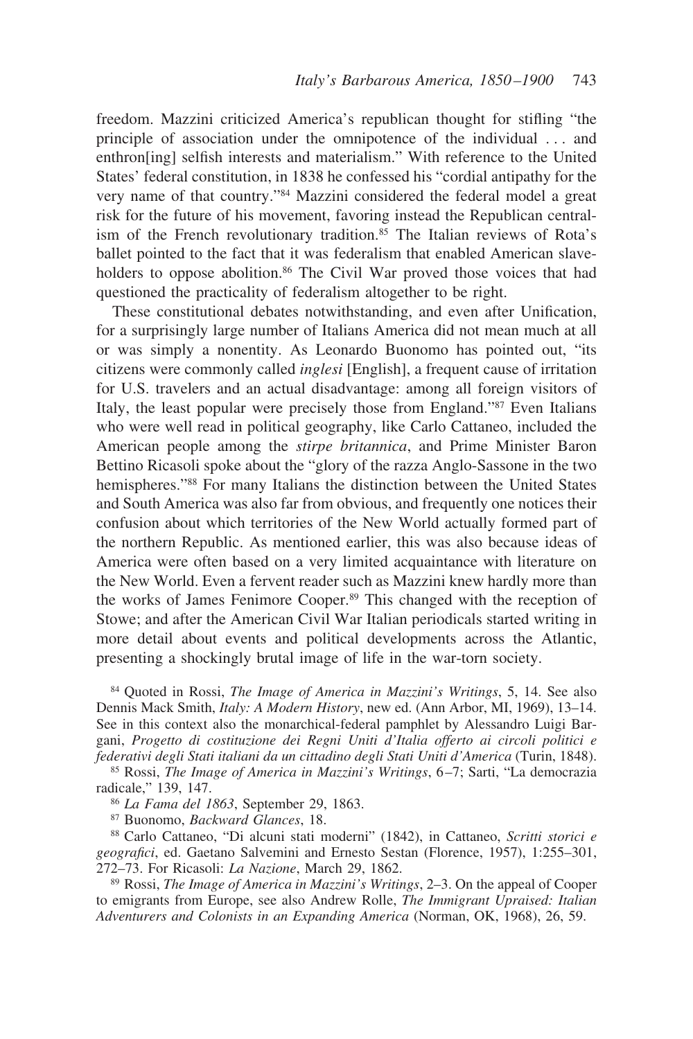freedom. Mazzini criticized America's republican thought for stifling "the principle of association under the omnipotence of the individual . . . and enthron[ing] selfish interests and materialism." With reference to the United States' federal constitution, in 1838 he confessed his "cordial antipathy for the very name of that country."[84] Mazzini considered the federal model a great risk for the future of his movement, favoring instead the Republican centralism of the French revolutionary tradition.[85] The Italian reviews of Rota's ballet pointed to the fact that it was federalism that enabled American slaveholders to oppose abolition.[86] The Civil War proved those voices that had questioned the practicality of federalism altogether to be right.

These constitutional debates notwithstanding, and even after Unification, for a surprisingly large number of Italians America did not mean much at all or was simply a nonentity. As Leonardo Buonomo has pointed out, "its citizens were commonly called *inglesi* [English], a frequent cause of irritation for U.S. travelers and an actual disadvantage: among all foreign visitors of Italy, the least popular were precisely those from England."[87] Even Italians who were well read in political geography, like Carlo Cattaneo, included the American people among the *stirpe britannica*, and Prime Minister Baron Bettino Ricasoli spoke about the "glory of the razza Anglo-Sassone in the two hemispheres."[88] For many Italians the distinction between the United States and South America was also far from obvious, and frequently one notices their confusion about which territories of the New World actually formed part of the northern Republic. As mentioned earlier, this was also because ideas of America were often based on a very limited acquaintance with literature on the New World. Even a fervent reader such as Mazzini knew hardly more than the works of James Fenimore Cooper.[89] This changed with the reception of Stowe; and after the American Civil War Italian periodicals started writing in more detail about events and political developments across the Atlantic, presenting a shockingly brutal image of life in the war-torn society.

[84] Quoted in Rossi, *The Image of America in Mazzini's Writings*, 5, 14. See also Dennis Mack Smith, *Italy: A Modern History*, new ed. (Ann Arbor, MI, 1969), 13–14. See in this context also the monarchical-federal pamphlet by Alessandro Luigi Bargani, *Progetto di costituzione dei Regni Uniti d'Italia offerto ai circoli politici e federativi degli Stati italiani da un cittadino degli Stati Uniti d'America* (Turin, 1848).

[85] Rossi, *The Image of America in Mazzini's Writings*, 6–7; Sarti, "La democrazia radicale," 139, 147.

[86] *La Fama del 1863*, September 29, 1863.

[87] Buonomo, *Backward Glances*, 18.

[88] Carlo Cattaneo, "Di alcuni stati moderni" (1842), in Cattaneo, *Scritti storici e geografici*, ed. Gaetano Salvemini and Ernesto Sestan (Florence, 1957), 1:255–301, 272–73. For Ricasoli: *La Nazione*, March 29, 1862.

[89] Rossi, *The Image of America in Mazzini's Writings*, 2–3. On the appeal of Cooper to emigrants from Europe, see also Andrew Rolle, *The Immigrant Upraised: Italian Adventurers and Colonists in an Expanding America* (Norman, OK, 1968), 26, 59.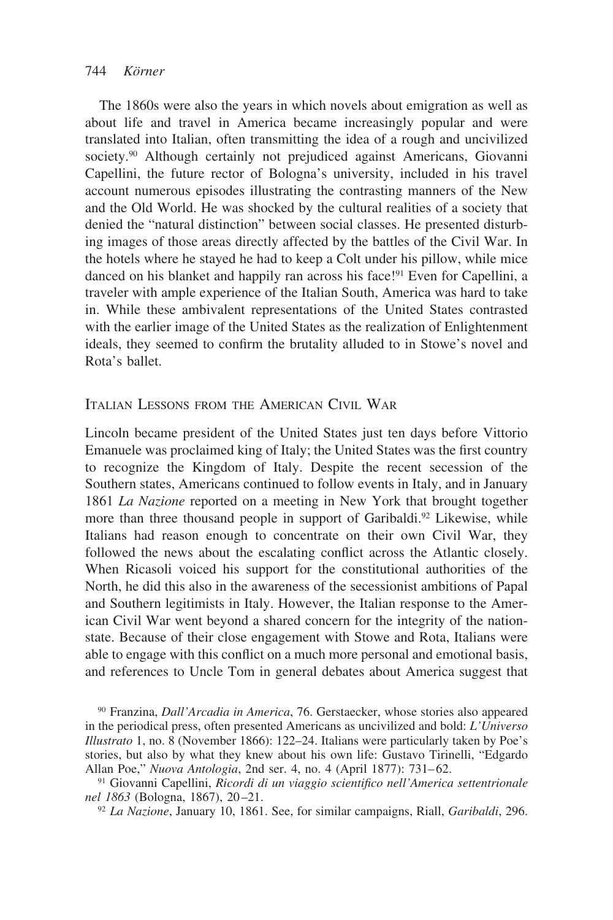The 1860s were also the years in which novels about emigration as well as about life and travel in America became increasingly popular and were translated into Italian, often transmitting the idea of a rough and uncivilized society.[90] Although certainly not prejudiced against Americans, Giovanni Capellini, the future rector of Bologna's university, included in his travel account numerous episodes illustrating the contrasting manners of the New and the Old World. He was shocked by the cultural realities of a society that denied the "natural distinction" between social classes. He presented disturbing images of those areas directly affected by the battles of the Civil War. In the hotels where he stayed he had to keep a Colt under his pillow, while mice danced on his blanket and happily ran across his face![91] Even for Capellini, a traveler with ample experience of the Italian South, America was hard to take in. While these ambivalent representations of the United States contrasted with the earlier image of the United States as the realization of Enlightenment ideals, they seemed to confirm the brutality alluded to in Stowe's novel and Rota's ballet.

## Italian Lessons from the American Civil War

Lincoln became president of the United States just ten days before Vittorio Emanuele was proclaimed king of Italy; the United States was the first country to recognize the Kingdom of Italy. Despite the recent secession of the Southern states, Americans continued to follow events in Italy, and in January 1861 *La Nazione* reported on a meeting in New York that brought together more than three thousand people in support of Garibaldi.[92] Likewise, while Italians had reason enough to concentrate on their own Civil War, they followed the news about the escalating conflict across the Atlantic closely. When Ricasoli voiced his support for the constitutional authorities of the North, he did this also in the awareness of the secessionist ambitions of Papal and Southern legitimists in Italy. However, the Italian response to the American Civil War went beyond a shared concern for the integrity of the nation-state. Because of their close engagement with Stowe and Rota, Italians were able to engage with this conflict on a much more personal and emotional basis, and references to Uncle Tom in general debates about America suggest that

[90] Franzina, *Dall'Arcadia in America*, 76. Gerstaecker, whose stories also appeared in the periodical press, often presented Americans as uncivilized and bold: *L'Universo Illustrato* 1, no. 8 (November 1866): 122–24. Italians were particularly taken by Poe's stories, but also by what they knew about his own life: Gustavo Tirinelli, "Edgardo Allan Poe," *Nuova Antologia*, 2nd ser. 4, no. 4 (April 1877): 731–62.

[91] Giovanni Capellini, *Ricordi di un viaggio scientifico nell'America settentrionale nel 1863* (Bologna, 1867), 20–21.

[92] *La Nazione*, January 10, 1861. See, for similar campaigns, Riall, *Garibaldi*, 296.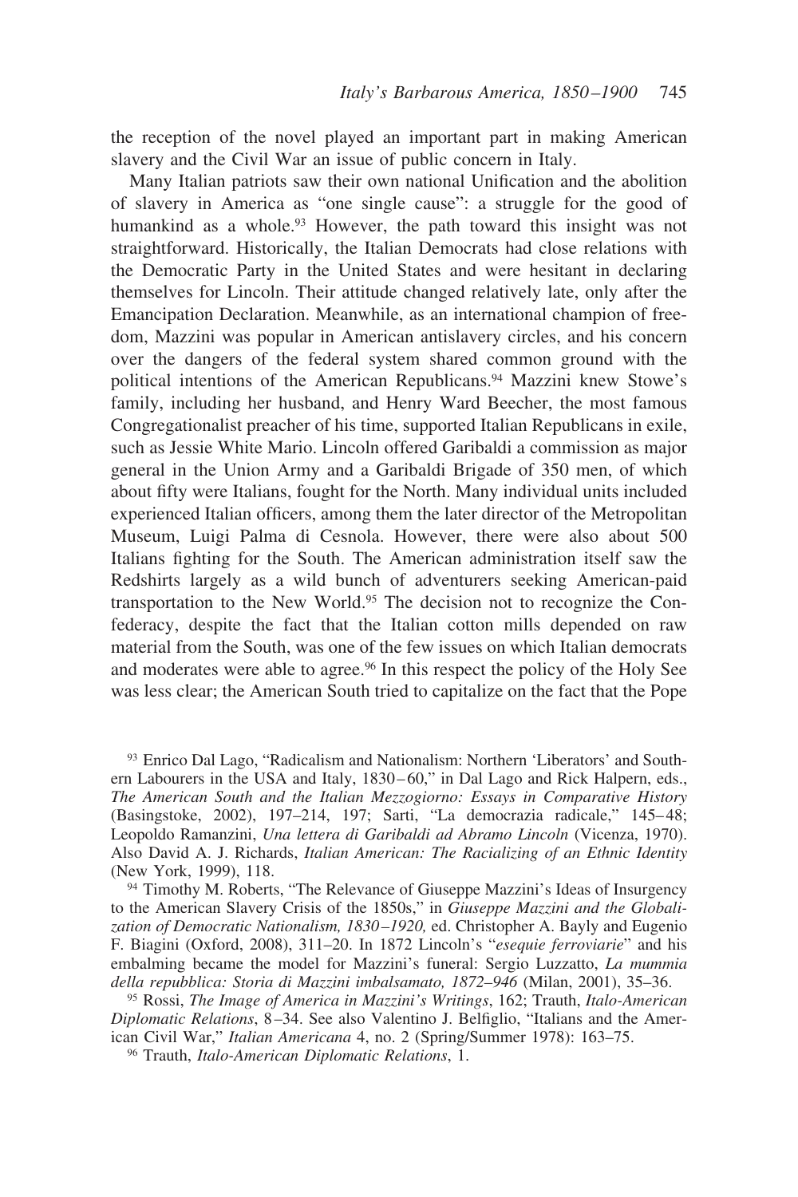the reception of the novel played an important part in making American slavery and the Civil War an issue of public concern in Italy.

Many Italian patriots saw their own national Unification and the abolition of slavery in America as "one single cause": a struggle for the good of humankind as a whole.[93] However, the path toward this insight was not straightforward. Historically, the Italian Democrats had close relations with the Democratic Party in the United States and were hesitant in declaring themselves for Lincoln. Their attitude changed relatively late, only after the Emancipation Declaration. Meanwhile, as an international champion of freedom, Mazzini was popular in American antislavery circles, and his concern over the dangers of the federal system shared common ground with the political intentions of the American Republicans.[94] Mazzini knew Stowe's family, including her husband, and Henry Ward Beecher, the most famous Congregationalist preacher of his time, supported Italian Republicans in exile, such as Jessie White Mario. Lincoln offered Garibaldi a commission as major general in the Union Army and a Garibaldi Brigade of 350 men, of which about fifty were Italians, fought for the North. Many individual units included experienced Italian officers, among them the later director of the Metropolitan Museum, Luigi Palma di Cesnola. However, there were also about 500 Italians fighting for the South. The American administration itself saw the Redshirts largely as a wild bunch of adventurers seeking American-paid transportation to the New World.[95] The decision not to recognize the Confederacy, despite the fact that the Italian cotton mills depended on raw material from the South, was one of the few issues on which Italian democrats and moderates were able to agree.[96] In this respect the policy of the Holy See was less clear; the American South tried to capitalize on the fact that the Pope

[93] Enrico Dal Lago, "Radicalism and Nationalism: Northern 'Liberators' and Southern Labourers in the USA and Italy, 1830–60," in Dal Lago and Rick Halpern, eds., *The American South and the Italian Mezzogiorno: Essays in Comparative History* (Basingstoke, 2002), 197–214, 197; Sarti, "La democrazia radicale," 145–48; Leopoldo Ramanzini, *Una lettera di Garibaldi ad Abramo Lincoln* (Vicenza, 1970). Also David A. J. Richards, *Italian American: The Racializing of an Ethnic Identity* (New York, 1999), 118.

[94] Timothy M. Roberts, "The Relevance of Giuseppe Mazzini's Ideas of Insurgency to the American Slavery Crisis of the 1850s," in *Giuseppe Mazzini and the Globalization of Democratic Nationalism, 1830–1920,* ed. Christopher A. Bayly and Eugenio F. Biagini (Oxford, 2008), 311–20. In 1872 Lincoln's "*esequie ferroviarie*" and his embalming became the model for Mazzini's funeral: Sergio Luzzatto, *La mummia della repubblica: Storia di Mazzini imbalsamato, 1872–946* (Milan, 2001), 35–36.

[95] Rossi, *The Image of America in Mazzini's Writings*, 162; Trauth, *Italo-American Diplomatic Relations*, 8–34. See also Valentino J. Belfiglio, "Italians and the American Civil War," *Italian Americana* 4, no. 2 (Spring/Summer 1978): 163–75.

[96] Trauth, *Italo-American Diplomatic Relations*, 1.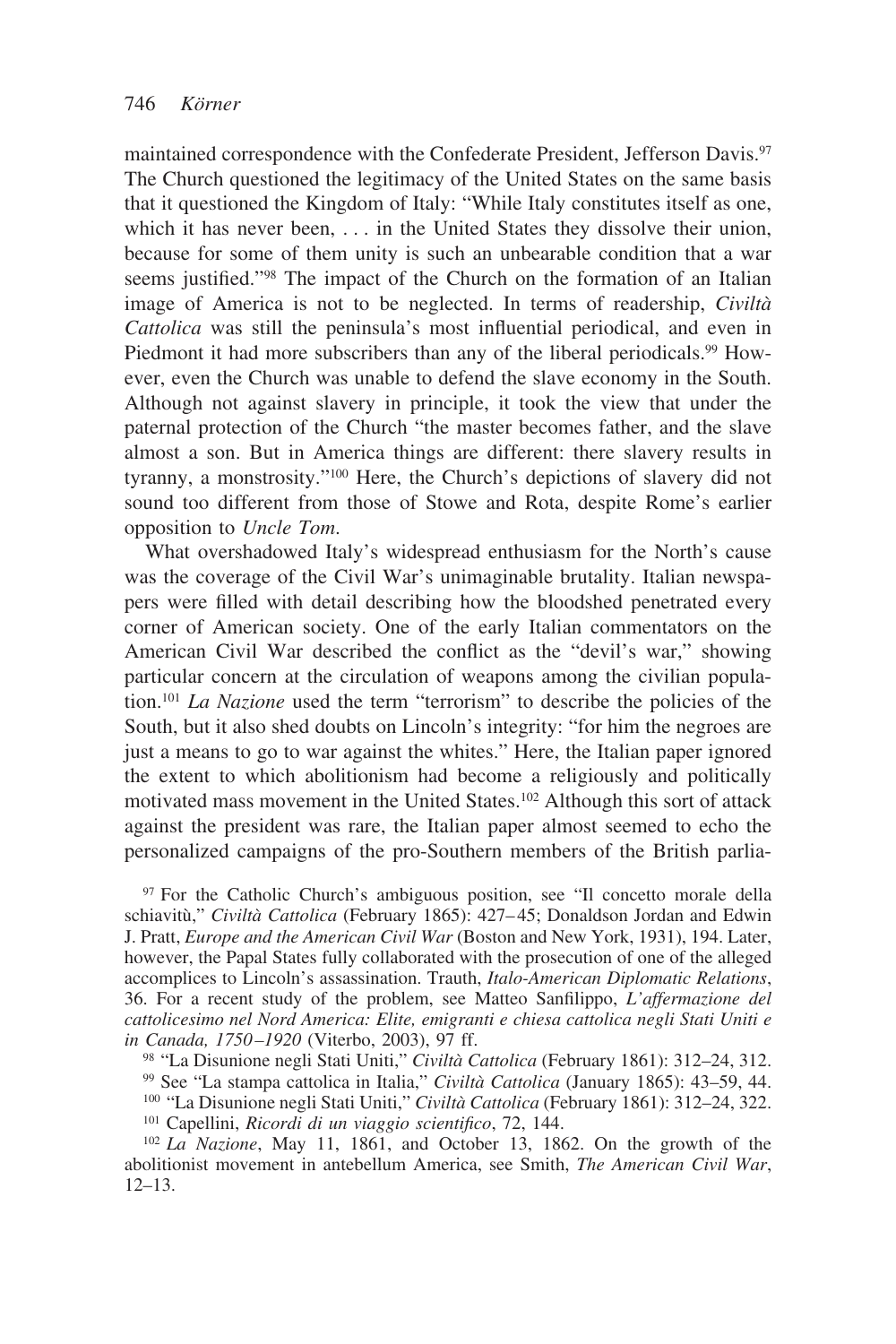maintained correspondence with the Confederate President, Jefferson Davis.[97] The Church questioned the legitimacy of the United States on the same basis that it questioned the Kingdom of Italy: "While Italy constitutes itself as one, which it has never been, . . . in the United States they dissolve their union, because for some of them unity is such an unbearable condition that a war seems justified."[98] The impact of the Church on the formation of an Italian image of America is not to be neglected. In terms of readership, *Civiltà Cattolica* was still the peninsula's most influential periodical, and even in Piedmont it had more subscribers than any of the liberal periodicals.[99] However, even the Church was unable to defend the slave economy in the South. Although not against slavery in principle, it took the view that under the paternal protection of the Church "the master becomes father, and the slave almost a son. But in America things are different: there slavery results in tyranny, a monstrosity."[100] Here, the Church's depictions of slavery did not sound too different from those of Stowe and Rota, despite Rome's earlier opposition to *Uncle Tom*.

What overshadowed Italy's widespread enthusiasm for the North's cause was the coverage of the Civil War's unimaginable brutality. Italian newspapers were filled with detail describing how the bloodshed penetrated every corner of American society. One of the early Italian commentators on the American Civil War described the conflict as the "devil's war," showing particular concern at the circulation of weapons among the civilian population.[101] *La Nazione* used the term "terrorism" to describe the policies of the South, but it also shed doubts on Lincoln's integrity: "for him the negroes are just a means to go to war against the whites." Here, the Italian paper ignored the extent to which abolitionism had become a religiously and politically motivated mass movement in the United States.[102] Although this sort of attack against the president was rare, the Italian paper almost seemed to echo the personalized campaigns of the pro-Southern members of the British parlia-

[97] For the Catholic Church's ambiguous position, see "Il concetto morale della schiavitù," *Civiltà Cattolica* (February 1865): 427–45; Donaldson Jordan and Edwin J. Pratt, *Europe and the American Civil War* (Boston and New York, 1931), 194. Later, however, the Papal States fully collaborated with the prosecution of one of the alleged accomplices to Lincoln's assassination. Trauth, *Italo-American Diplomatic Relations*, 36. For a recent study of the problem, see Matteo Sanfilippo, *L'affermazione del cattolicesimo nel Nord America: Elite, emigranti e chiesa cattolica negli Stati Uniti e in Canada, 1750–1920* (Viterbo, 2003), 97 ff.

[98] "La Disunione negli Stati Uniti," *Civiltà Cattolica* (February 1861): 312–24, 312.

[99] See "La stampa cattolica in Italia," *Civiltà Cattolica* (January 1865): 43–59, 44.

[100] "La Disunione negli Stati Uniti," *Civiltà Cattolica* (February 1861): 312–24, 322.

[101] Capellini, *Ricordi di un viaggio scientifico*, 72, 144.

[102] *La Nazione*, May 11, 1861, and October 13, 1862. On the growth of the abolitionist movement in antebellum America, see Smith, *The American Civil War*, 12–13.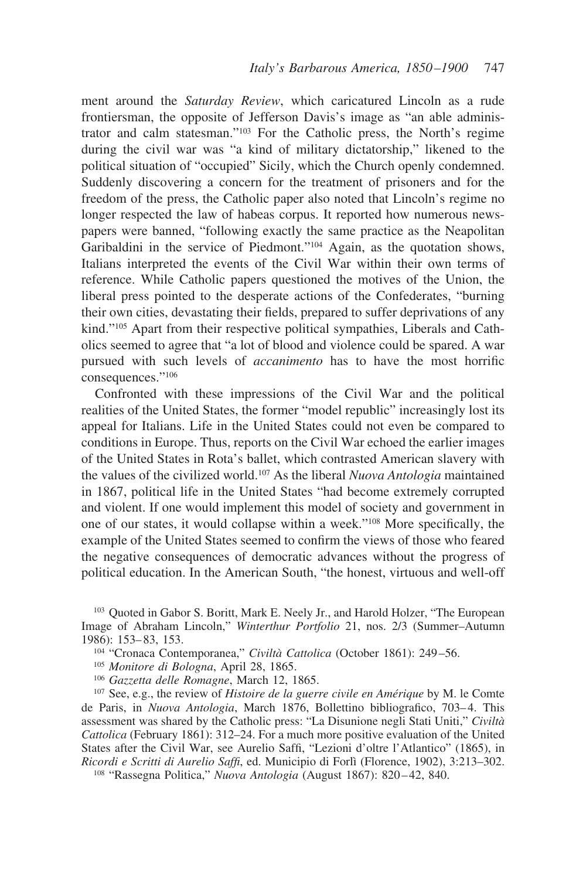ment around the *Saturday Review*, which caricatured Lincoln as a rude frontiersman, the opposite of Jefferson Davis's image as "an able administrator and calm statesman."[103] For the Catholic press, the North's regime during the civil war was "a kind of military dictatorship," likened to the political situation of "occupied" Sicily, which the Church openly condemned. Suddenly discovering a concern for the treatment of prisoners and for the freedom of the press, the Catholic paper also noted that Lincoln's regime no longer respected the law of habeas corpus. It reported how numerous newspapers were banned, "following exactly the same practice as the Neapolitan Garibaldini in the service of Piedmont."[104] Again, as the quotation shows, Italians interpreted the events of the Civil War within their own terms of reference. While Catholic papers questioned the motives of the Union, the liberal press pointed to the desperate actions of the Confederates, "burning their own cities, devastating their fields, prepared to suffer deprivations of any kind."[105] Apart from their respective political sympathies, Liberals and Catholics seemed to agree that "a lot of blood and violence could be spared. A war pursued with such levels of *accanimento* has to have the most horrific consequences."[106]

Confronted with these impressions of the Civil War and the political realities of the United States, the former "model republic" increasingly lost its appeal for Italians. Life in the United States could not even be compared to conditions in Europe. Thus, reports on the Civil War echoed the earlier images of the United States in Rota's ballet, which contrasted American slavery with the values of the civilized world.[107] As the liberal *Nuova Antologia* maintained in 1867, political life in the United States "had become extremely corrupted and violent. If one would implement this model of society and government in one of our states, it would collapse within a week."[108] More specifically, the example of the United States seemed to confirm the views of those who feared the negative consequences of democratic advances without the progress of political education. In the American South, "the honest, virtuous and well-off

[103] Quoted in Gabor S. Boritt, Mark E. Neely Jr., and Harold Holzer, "The European Image of Abraham Lincoln," *Winterthur Portfolio* 21, nos. 2/3 (Summer–Autumn 1986): 153–83, 153.

[104] "Cronaca Contemporanea," *Civiltà Cattolica* (October 1861): 249–56.

[105] *Monitore di Bologna*, April 28, 1865.

[106] *Gazzetta delle Romagne*, March 12, 1865.

[107] See, e.g., the review of *Histoire de la guerre civile en Amérique* by M. le Comte de Paris, in *Nuova Antologia*, March 1876, Bollettino bibliografico, 703–4. This assessment was shared by the Catholic press: "La Disunione negli Stati Uniti," *Civiltà Cattolica* (February 1861): 312–24. For a much more positive evaluation of the United States after the Civil War, see Aurelio Saffi, "Lezioni d'oltre l'Atlantico" (1865), in *Ricordi e Scritti di Aurelio Saffi*, ed. Municipio di Forlì (Florence, 1902), 3:213–302.

[108] "Rassegna Politica," *Nuova Antologia* (August 1867): 820–42, 840.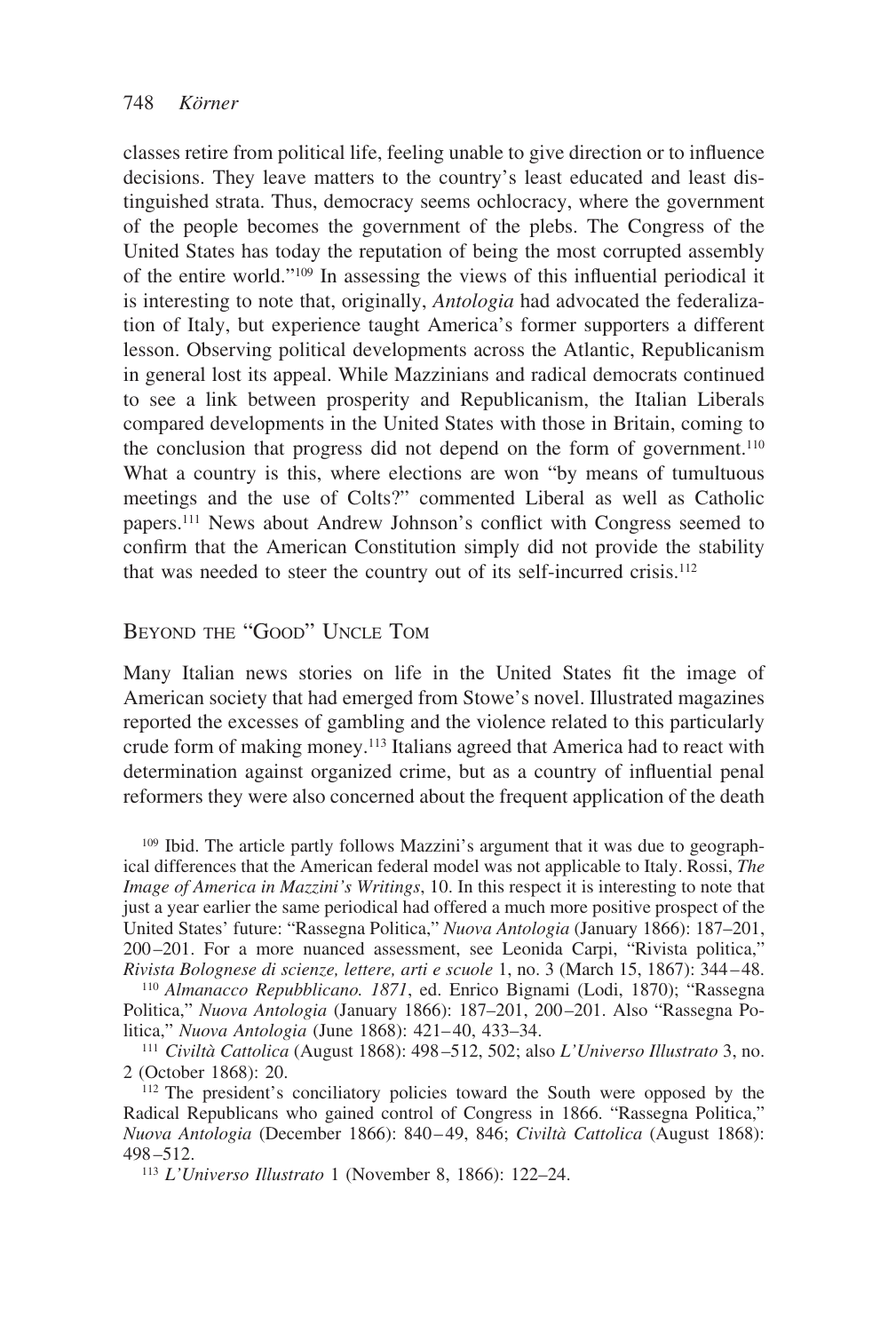classes retire from political life, feeling unable to give direction or to influence decisions. They leave matters to the country's least educated and least distinguished strata. Thus, democracy seems ochlocracy, where the government of the people becomes the government of the plebs. The Congress of the United States has today the reputation of being the most corrupted assembly of the entire world."[109] In assessing the views of this influential periodical it is interesting to note that, originally, *Antologia* had advocated the federalization of Italy, but experience taught America's former supporters a different lesson. Observing political developments across the Atlantic, Republicanism in general lost its appeal. While Mazzinians and radical democrats continued to see a link between prosperity and Republicanism, the Italian Liberals compared developments in the United States with those in Britain, coming to the conclusion that progress did not depend on the form of government.[110] What a country is this, where elections are won "by means of tumultuous meetings and the use of Colts?" commented Liberal as well as Catholic papers.[111] News about Andrew Johnson's conflict with Congress seemed to confirm that the American Constitution simply did not provide the stability that was needed to steer the country out of its self-incurred crisis.[112]

## Beyond the "Good" Uncle Tom

Many Italian news stories on life in the United States fit the image of American society that had emerged from Stowe's novel. Illustrated magazines reported the excesses of gambling and the violence related to this particularly crude form of making money.[113] Italians agreed that America had to react with determination against organized crime, but as a country of influential penal reformers they were also concerned about the frequent application of the death

[109] Ibid. The article partly follows Mazzini's argument that it was due to geographical differences that the American federal model was not applicable to Italy. Rossi, *The Image of America in Mazzini's Writings*, 10. In this respect it is interesting to note that just a year earlier the same periodical had offered a much more positive prospect of the United States' future: "Rassegna Politica," *Nuova Antologia* (January 1866): 187–201, 200–201. For a more nuanced assessment, see Leonida Carpi, "Rivista politica," *Rivista Bolognese di scienze, lettere, arti e scuole* 1, no. 3 (March 15, 1867): 344–48.

[110] *Almanacco Repubblicano. 1871*, ed. Enrico Bignami (Lodi, 1870); "Rassegna Politica," *Nuova Antologia* (January 1866): 187–201, 200–201. Also "Rassegna Politica," *Nuova Antologia* (June 1868): 421–40, 433–34.

[111] *Civiltà Cattolica* (August 1868): 498–512, 502; also *L'Universo Illustrato* 3, no. 2 (October 1868): 20.

[112] The president's conciliatory policies toward the South were opposed by the Radical Republicans who gained control of Congress in 1866. "Rassegna Politica," *Nuova Antologia* (December 1866): 840–49, 846; *Civiltà Cattolica* (August 1868): 498–512.

[113] *L'Universo Illustrato* 1 (November 8, 1866): 122–24.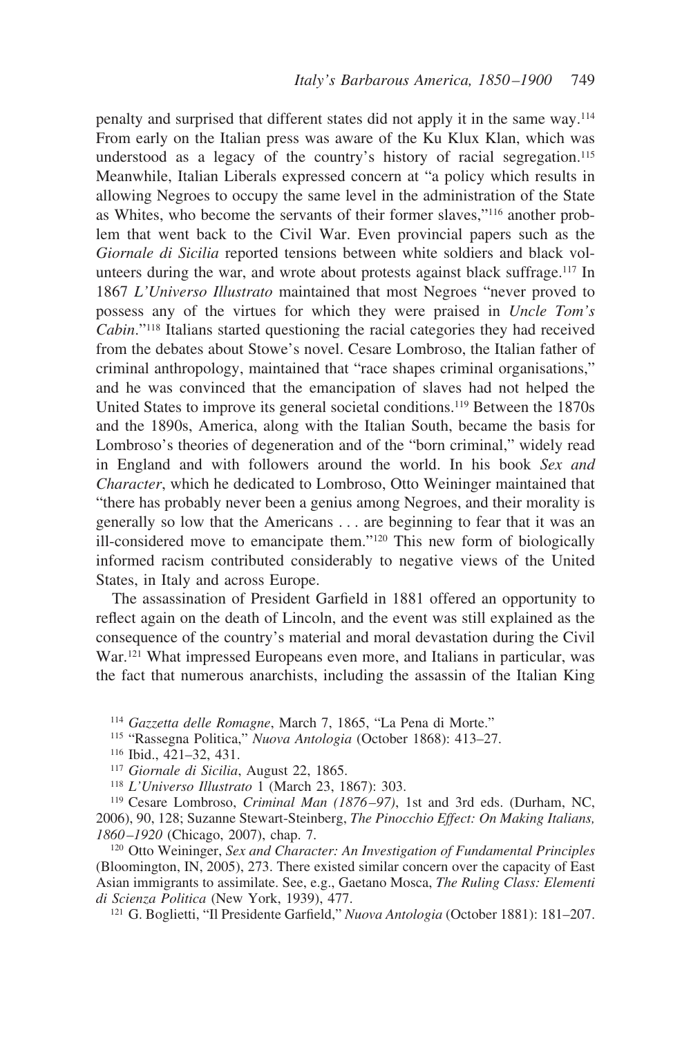penalty and surprised that different states did not apply it in the same way.[114] From early on the Italian press was aware of the Ku Klux Klan, which was understood as a legacy of the country's history of racial segregation.[115] Meanwhile, Italian Liberals expressed concern at "a policy which results in allowing Negroes to occupy the same level in the administration of the State as Whites, who become the servants of their former slaves,"[116] another problem that went back to the Civil War. Even provincial papers such as the *Giornale di Sicilia* reported tensions between white soldiers and black volunteers during the war, and wrote about protests against black suffrage.[117] In 1867 *L'Universo Illustrato* maintained that most Negroes "never proved to possess any of the virtues for which they were praised in *Uncle Tom's Cabin*."[118] Italians started questioning the racial categories they had received from the debates about Stowe's novel. Cesare Lombroso, the Italian father of criminal anthropology, maintained that "race shapes criminal organisations," and he was convinced that the emancipation of slaves had not helped the United States to improve its general societal conditions.[119] Between the 1870s and the 1890s, America, along with the Italian South, became the basis for Lombroso's theories of degeneration and of the "born criminal," widely read in England and with followers around the world. In his book *Sex and Character*, which he dedicated to Lombroso, Otto Weininger maintained that "there has probably never been a genius among Negroes, and their morality is generally so low that the Americans . . . are beginning to fear that it was an ill-considered move to emancipate them."[120] This new form of biologically informed racism contributed considerably to negative views of the United States, in Italy and across Europe.

The assassination of President Garfield in 1881 offered an opportunity to reflect again on the death of Lincoln, and the event was still explained as the consequence of the country's material and moral devastation during the Civil War.[121] What impressed Europeans even more, and Italians in particular, was the fact that numerous anarchists, including the assassin of the Italian King

[114] *Gazzetta delle Romagne*, March 7, 1865, "La Pena di Morte."

[115] "Rassegna Politica," *Nuova Antologia* (October 1868): 413–27.

[116] Ibid., 421–32, 431.

[117] *Giornale di Sicilia*, August 22, 1865.

[118] *L'Universo Illustrato* 1 (March 23, 1867): 303.

[119] Cesare Lombroso, *Criminal Man (1876–97)*, 1st and 3rd eds. (Durham, NC, 2006), 90, 128; Suzanne Stewart-Steinberg, *The Pinocchio Effect: On Making Italians, 1860–1920* (Chicago, 2007), chap. 7.

[120] Otto Weininger, *Sex and Character: An Investigation of Fundamental Principles* (Bloomington, IN, 2005), 273. There existed similar concern over the capacity of East Asian immigrants to assimilate. See, e.g., Gaetano Mosca, *The Ruling Class: Elementi di Scienza Politica* (New York, 1939), 477.

[121] G. Boglietti, "Il Presidente Garfield," *Nuova Antologia* (October 1881): 181–207.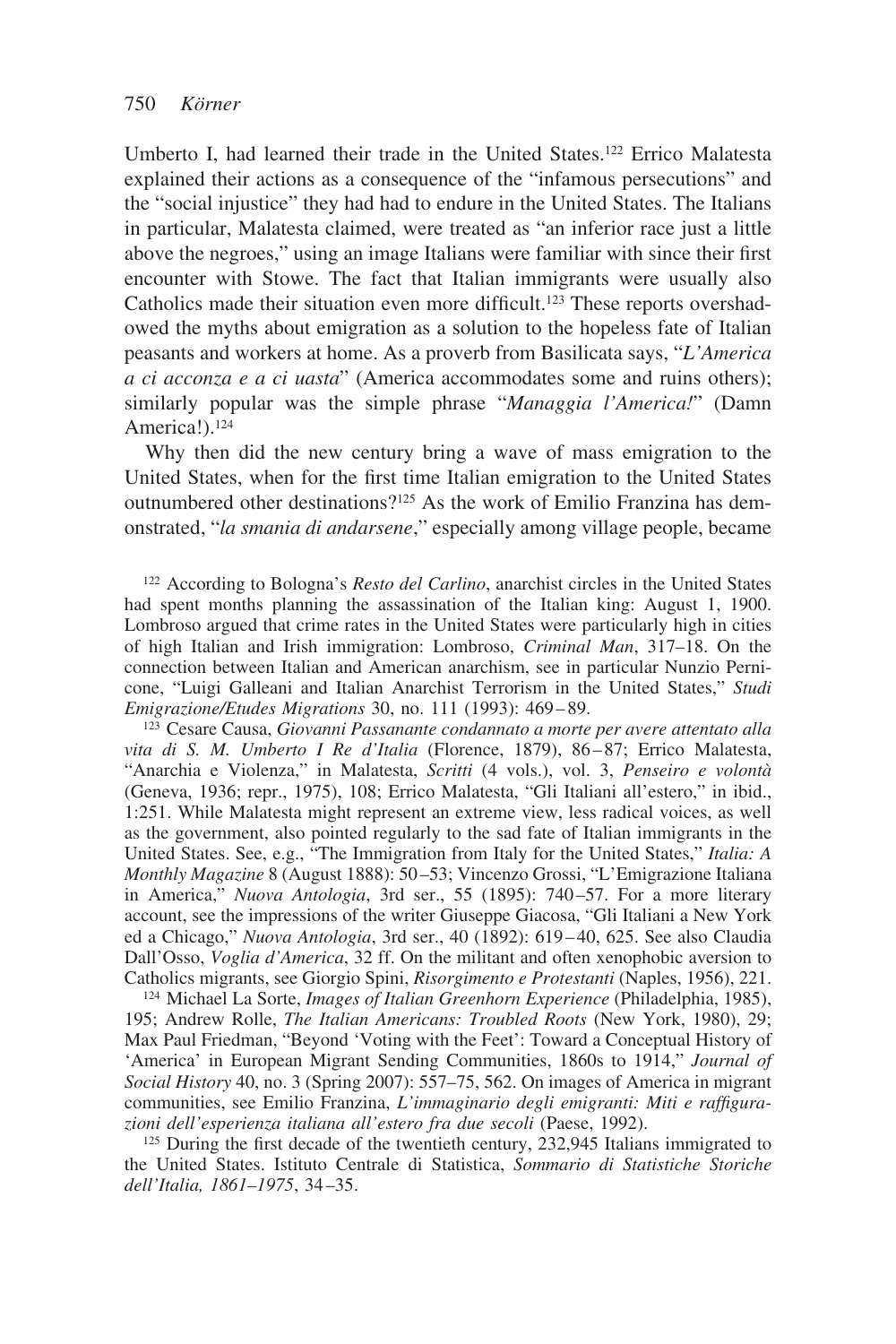Umberto I, had learned their trade in the United States.[122] Errico Malatesta explained their actions as a consequence of the "infamous persecutions" and the "social injustice" they had had to endure in the United States. The Italians in particular, Malatesta claimed, were treated as "an inferior race just a little above the negroes," using an image Italians were familiar with since their first encounter with Stowe. The fact that Italian immigrants were usually also Catholics made their situation even more difficult.[123] These reports overshadowed the myths about emigration as a solution to the hopeless fate of Italian peasants and workers at home. As a proverb from Basilicata says, "*L'America a ci acconza e a ci uasta*" (America accommodates some and ruins others); similarly popular was the simple phrase "*Managgia l'America!*" (Damn America!).[124]

Why then did the new century bring a wave of mass emigration to the United States, when for the first time Italian emigration to the United States outnumbered other destinations?[125] As the work of Emilio Franzina has demonstrated, "*la smania di andarsene*," especially among village people, became

[122] According to Bologna's *Resto del Carlino*, anarchist circles in the United States had spent months planning the assassination of the Italian king: August 1, 1900. Lombroso argued that crime rates in the United States were particularly high in cities of high Italian and Irish immigration: Lombroso, *Criminal Man*, 317–18. On the connection between Italian and American anarchism, see in particular Nunzio Pernicone, "Luigi Galleani and Italian Anarchist Terrorism in the United States," *Studi Emigrazione/Etudes Migrations* 30, no. 111 (1993): 469–89.

[123] Cesare Causa, *Giovanni Passanante condannato a morte per avere attentato alla vita di S. M. Umberto I Re d'Italia* (Florence, 1879), 86–87; Errico Malatesta, "Anarchia e Violenza," in Malatesta, *Scritti* (4 vols.), vol. 3, *Penseiro e volontà* (Geneva, 1936; repr., 1975), 108; Errico Malatesta, "Gli Italiani all'estero," in ibid., 1:251. While Malatesta might represent an extreme view, less radical voices, as well as the government, also pointed regularly to the sad fate of Italian immigrants in the United States. See, e.g., "The Immigration from Italy for the United States," *Italia: A Monthly Magazine* 8 (August 1888): 50–53; Vincenzo Grossi, "L'Emigrazione Italiana in America," *Nuova Antologia*, 3rd ser., 55 (1895): 740–57. For a more literary account, see the impressions of the writer Giuseppe Giacosa, "Gli Italiani a New York ed a Chicago," *Nuova Antologia*, 3rd ser., 40 (1892): 619–40, 625. See also Claudia Dall'Osso, *Voglia d'America*, 32 ff. On the militant and often xenophobic aversion to Catholics migrants, see Giorgio Spini, *Risorgimento e Protestanti* (Naples, 1956), 221.

[124] Michael La Sorte, *Images of Italian Greenhorn Experience* (Philadelphia, 1985), 195; Andrew Rolle, *The Italian Americans: Troubled Roots* (New York, 1980), 29; Max Paul Friedman, "Beyond 'Voting with the Feet': Toward a Conceptual History of 'America' in European Migrant Sending Communities, 1860s to 1914," *Journal of Social History* 40, no. 3 (Spring 2007): 557–75, 562. On images of America in migrant communities, see Emilio Franzina, *L'immaginario degli emigranti: Miti e raffigurazioni dell'esperienza italiana all'estero fra due secoli* (Paese, 1992).

[125] During the first decade of the twentieth century, 232,945 Italians immigrated to the United States. Istituto Centrale di Statistica, *Sommario di Statistiche Storiche dell'Italia, 1861–1975*, 34–35.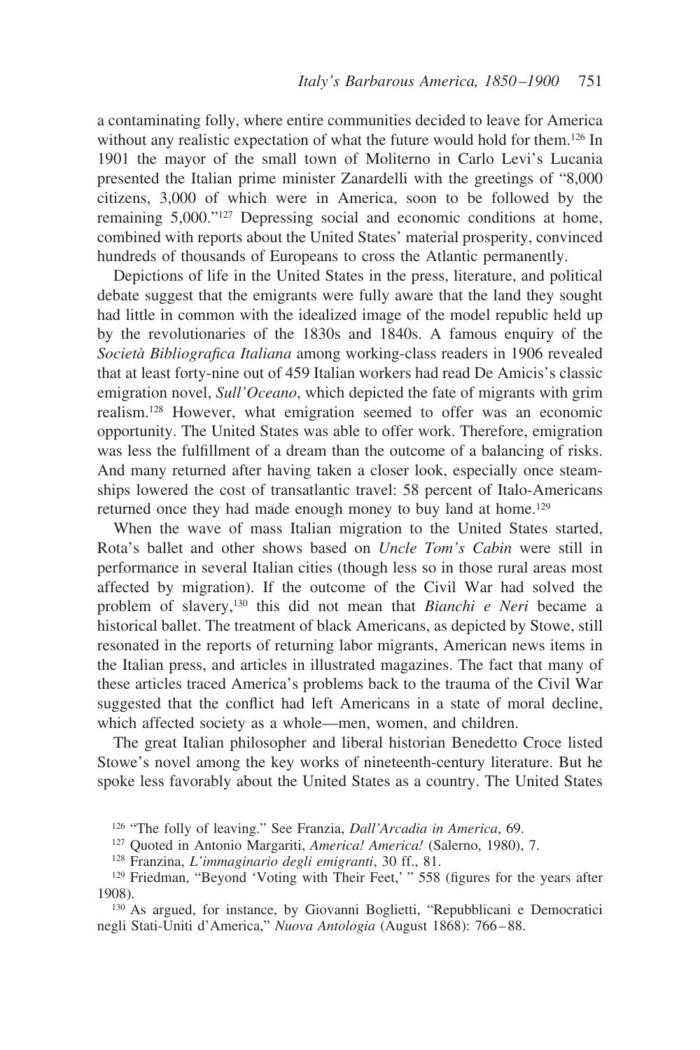a contaminating folly, where entire communities decided to leave for America without any realistic expectation of what the future would hold for them.[126] In 1901 the mayor of the small town of Moliterno in Carlo Levi's Lucania presented the Italian prime minister Zanardelli with the greetings of "8,000 citizens, 3,000 of which were in America, soon to be followed by the remaining 5,000."[127] Depressing social and economic conditions at home, combined with reports about the United States' material prosperity, convinced hundreds of thousands of Europeans to cross the Atlantic permanently.

Depictions of life in the United States in the press, literature, and political debate suggest that the emigrants were fully aware that the land they sought had little in common with the idealized image of the model republic held up by the revolutionaries of the 1830s and 1840s. A famous enquiry of the *Società Bibliografica Italiana* among working-class readers in 1906 revealed that at least forty-nine out of 459 Italian workers had read De Amicis's classic emigration novel, *Sull'Oceano*, which depicted the fate of migrants with grim realism.[128] However, what emigration seemed to offer was an economic opportunity. The United States was able to offer work. Therefore, emigration was less the fulfillment of a dream than the outcome of a balancing of risks. And many returned after having taken a closer look, especially once steamships lowered the cost of transatlantic travel: 58 percent of Italo-Americans returned once they had made enough money to buy land at home.[129]

When the wave of mass Italian migration to the United States started, Rota's ballet and other shows based on *Uncle Tom's Cabin* were still in performance in several Italian cities (though less so in those rural areas most affected by migration). If the outcome of the Civil War had solved the problem of slavery,[130] this did not mean that *Bianchi e Neri* became a historical ballet. The treatment of black Americans, as depicted by Stowe, still resonated in the reports of returning labor migrants, American news items in the Italian press, and articles in illustrated magazines. The fact that many of these articles traced America's problems back to the trauma of the Civil War suggested that the conflict had left Americans in a state of moral decline, which affected society as a whole—men, women, and children.

The great Italian philosopher and liberal historian Benedetto Croce listed Stowe's novel among the key works of nineteenth-century literature. But he spoke less favorably about the United States as a country. The United States

[126] "The folly of leaving." See Franzia, *Dall'Arcadia in America*, 69.

[127] Quoted in Antonio Margariti, *America! America!* (Salerno, 1980), 7.

[128] Franzina, *L'immaginario degli emigranti*, 30 ff., 81.

[129] Friedman, "Beyond 'Voting with Their Feet,' " 558 (figures for the years after 1908).

[130] As argued, for instance, by Giovanni Boglietti, "Repubblicani e Democratici negli Stati-Uniti d'America," *Nuova Antologia* (August 1868): 766–88.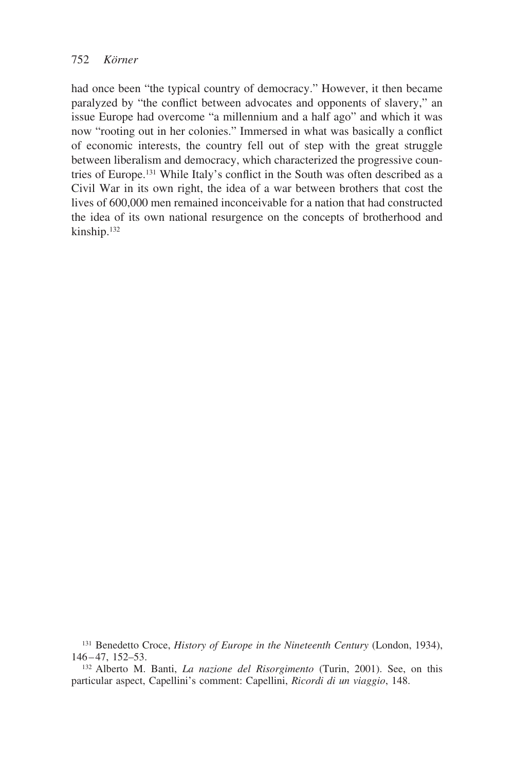had once been "the typical country of democracy." However, it then became paralyzed by "the conflict between advocates and opponents of slavery," an issue Europe had overcome "a millennium and a half ago" and which it was now "rooting out in her colonies." Immersed in what was basically a conflict of economic interests, the country fell out of step with the great struggle between liberalism and democracy, which characterized the progressive countries of Europe.[131] While Italy's conflict in the South was often described as a Civil War in its own right, the idea of a war between brothers that cost the lives of 600,000 men remained inconceivable for a nation that had constructed the idea of its own national resurgence on the concepts of brotherhood and kinship.[132]

[131] Benedetto Croce, *History of Europe in the Nineteenth Century* (London, 1934), 146–47, 152–53.

[132] Alberto M. Banti, *La nazione del Risorgimento* (Turin, 2001). See, on this particular aspect, Capellini's comment: Capellini, *Ricordi di un viaggio*, 148.